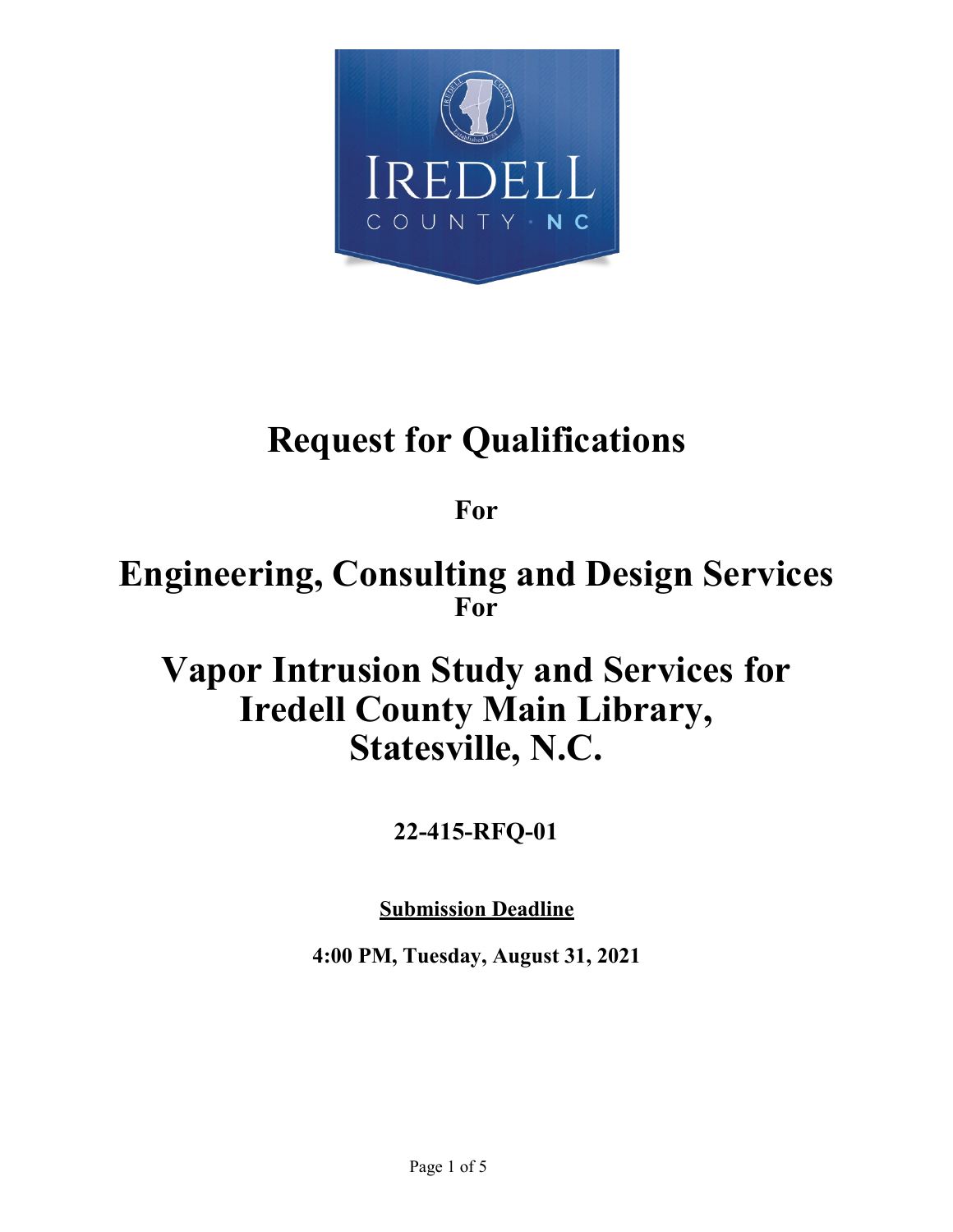# Request for Qualifications

**For**

# Engineering, Consulting and Design Services

**For**

# Vapor Intrusion Study and Services for Iredell County Main Library, Statesville, N.C.

**22-415-RFQ-01**

**Submission Deadline**

**4:00 PM, Tuesday, August 31, 2021**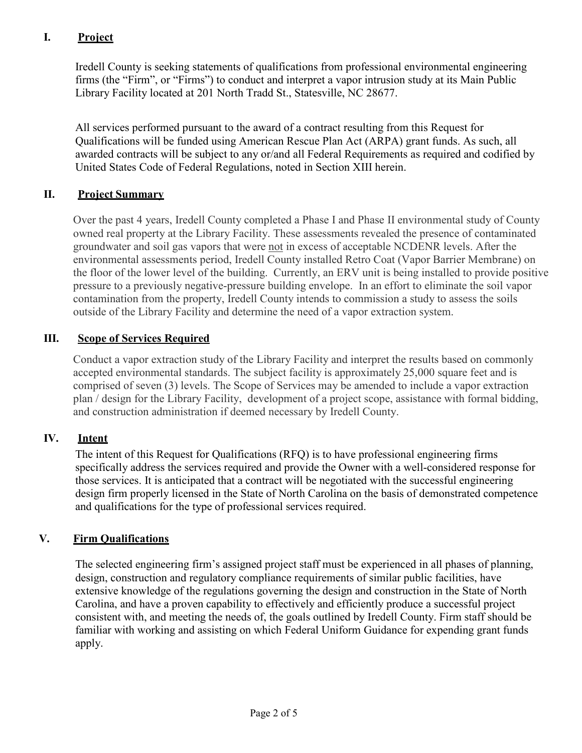## I. Project

Iredell County is seeking statements of qualifications from professional environmental engineering firms (the "Firm", or "Firms") to conduct and interpret a vapor intrusion study at its Main Public Library Facility located at 201 North Tradd St., Statesville, NC 28677.

All services performed pursuant to the award of a contract resulting from this Request for Qualifications will be funded using American Rescue Plan Act (ARPA) grant funds. As such, all awarded contracts will be subject to any or/and all Federal Requirements as required and codified by United States Code of Federal Regulations, noted in Section XIII herein.

## II. Project Summary

Over the past 4 years, Iredell County completed a Phase I and Phase II environmental study of County owned real property at the Library Facility. These assessments revealed the presence of contaminated groundwater and soil gas vapors that were not in excess of acceptable NCDENR levels. After the environmental assessments period, Iredell County installed Retro Coat (Vapor Barrier Membrane) on the floor of the lower level of the building. Currently, an ERV unit is being installed to provide positive pressure to a previously negative-pressure building envelope. In an effort to eliminate the soil vapor contamination from the property, Iredell County intends to commission a study to assess the soils outside of the Library Facility and determine the need of a vapor extraction system.

## III. Scope of Services Required

Conduct a vapor extraction study of the Library Facility and interpret the results based on commonly accepted environmental standards. The subject facility is approximately 25,000 square feet and is comprised of seven (3) levels. The Scope of Services may be amended to include a vapor extraction plan / design for the Library Facility, development of a project scope, assistance with formal bidding, and construction administration if deemed necessary by Iredell County.

## IV. Intent

The intent of this Request for Qualifications (RFQ) is to have professional engineering firms specifically address the services required and provide the Owner with a well-considered response for those services. It is anticipated that a contract will be negotiated with the successful engineering design firm properly licensed in the State of North Carolina on the basis of demonstrated competence and qualifications for the type of professional services required.

## V. Firm Qualifications

The selected engineering firm's assigned project staff must be experienced in all phases of planning, design, construction and regulatory compliance requirements of similar public facilities, have extensive knowledge of the regulations governing the design and construction in the State of North Carolina, and have a proven capability to effectively and efficiently produce a successful project consistent with, and meeting the needs of, the goals outlined by Iredell County. Firm staff should be familiar with working and assisting on which Federal Uniform Guidance for expending grant funds apply.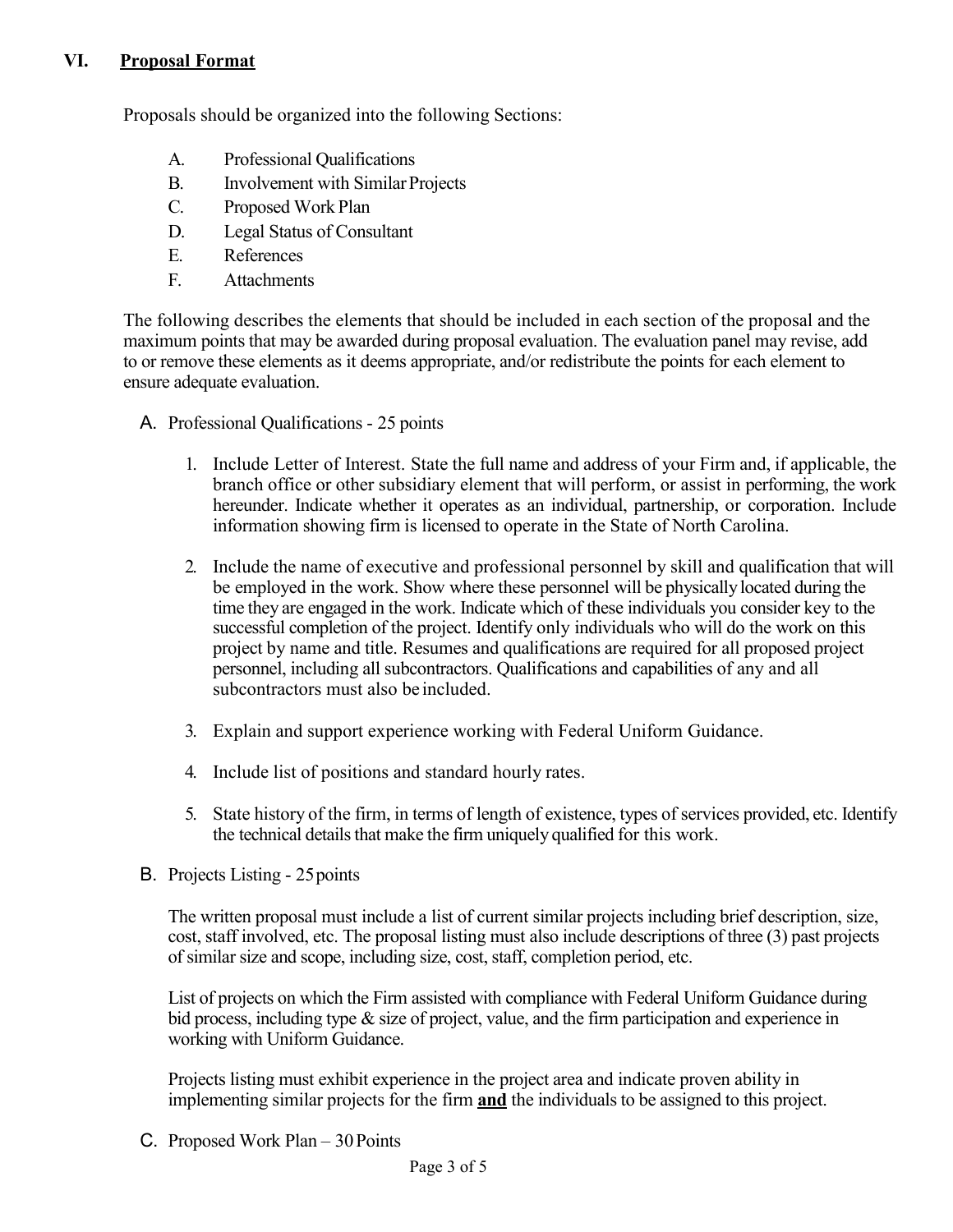## VI. Proposal Format

Proposals should be organized into the following Sections:

A. Professional Qualifications
B. Involvement with Similar Projects
C. Proposed Work Plan
D. Legal Status of Consultant
E. References
F. Attachments

The following describes the elements that should be included in each section of the proposal and the maximum points that may be awarded during proposal evaluation. The evaluation panel may revise, add to or remove these elements as it deems appropriate, and/or redistribute the points for each element to ensure adequate evaluation.

A. Professional Qualifications - 25 points

1. Include Letter of Interest. State the full name and address of your Firm and, if applicable, the branch office or other subsidiary element that will perform, or assist in performing, the work hereunder. Indicate whether it operates as an individual, partnership, or corporation. Include information showing firm is licensed to operate in the State of North Carolina.

2. Include the name of executive and professional personnel by skill and qualification that will be employed in the work. Show where these personnel will be physically located during the time they are engaged in the work. Indicate which of these individuals you consider key to the successful completion of the project. Identify only individuals who will do the work on this project by name and title. Resumes and qualifications are required for all proposed project personnel, including all subcontractors. Qualifications and capabilities of any and all subcontractors must also be included.

3. Explain and support experience working with Federal Uniform Guidance.

4. Include list of positions and standard hourly rates.

5. State history of the firm, in terms of length of existence, types of services provided, etc. Identify the technical details that make the firm uniquely qualified for this work.

B. Projects Listing - 25 points

The written proposal must include a list of current similar projects including brief description, size, cost, staff involved, etc. The proposal listing must also include descriptions of three (3) past projects of similar size and scope, including size, cost, staff, completion period, etc.

List of projects on which the Firm assisted with compliance with Federal Uniform Guidance during bid process, including type & size of project, value, and the firm participation and experience in working with Uniform Guidance.

Projects listing must exhibit experience in the project area and indicate proven ability in implementing similar projects for the firm **and** the individuals to be assigned to this project.

C. Proposed Work Plan – 30 Points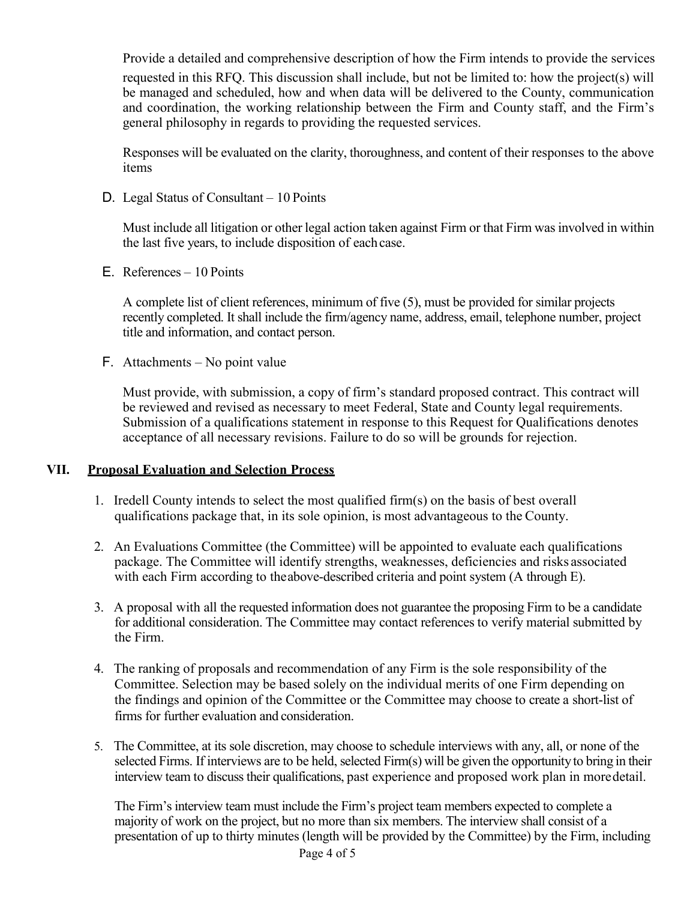Provide a detailed and comprehensive description of how the Firm intends to provide the services requested in this RFQ. This discussion shall include, but not be limited to: how the project(s) will be managed and scheduled, how and when data will be delivered to the County, communication and coordination, the working relationship between the Firm and County staff, and the Firm's general philosophy in regards to providing the requested services.

Responses will be evaluated on the clarity, thoroughness, and content of their responses to the above items

D. Legal Status of Consultant – 10 Points

   Must include all litigation or other legal action taken against Firm or that Firm was involved in within the last five years, to include disposition of each case.

E. References – 10 Points

   A complete list of client references, minimum of five (5), must be provided for similar projects recently completed. It shall include the firm/agency name, address, email, telephone number, project title and information, and contact person.

F. Attachments – No point value

   Must provide, with submission, a copy of firm's standard proposed contract. This contract will be reviewed and revised as necessary to meet Federal, State and County legal requirements. Submission of a qualifications statement in response to this Request for Qualifications denotes acceptance of all necessary revisions. Failure to do so will be grounds for rejection.

## VII. Proposal Evaluation and Selection Process

1. Iredell County intends to select the most qualified firm(s) on the basis of best overall qualifications package that, in its sole opinion, is most advantageous to the County.

2. An Evaluations Committee (the Committee) will be appointed to evaluate each qualifications package. The Committee will identify strengths, weaknesses, deficiencies and risks associated with each Firm according to the above-described criteria and point system (A through E).

3. A proposal with all the requested information does not guarantee the proposing Firm to be a candidate for additional consideration. The Committee may contact references to verify material submitted by the Firm.

4. The ranking of proposals and recommendation of any Firm is the sole responsibility of the Committee. Selection may be based solely on the individual merits of one Firm depending on the findings and opinion of the Committee or the Committee may choose to create a short-list of firms for further evaluation and consideration.

5. The Committee, at its sole discretion, may choose to schedule interviews with any, all, or none of the selected Firms. If interviews are to be held, selected Firm(s) will be given the opportunity to bring in their interview team to discuss their qualifications, past experience and proposed work plan in more detail.

   The Firm's interview team must include the Firm's project team members expected to complete a majority of work on the project, but no more than six members. The interview shall consist of a presentation of up to thirty minutes (length will be provided by the Committee) by the Firm, including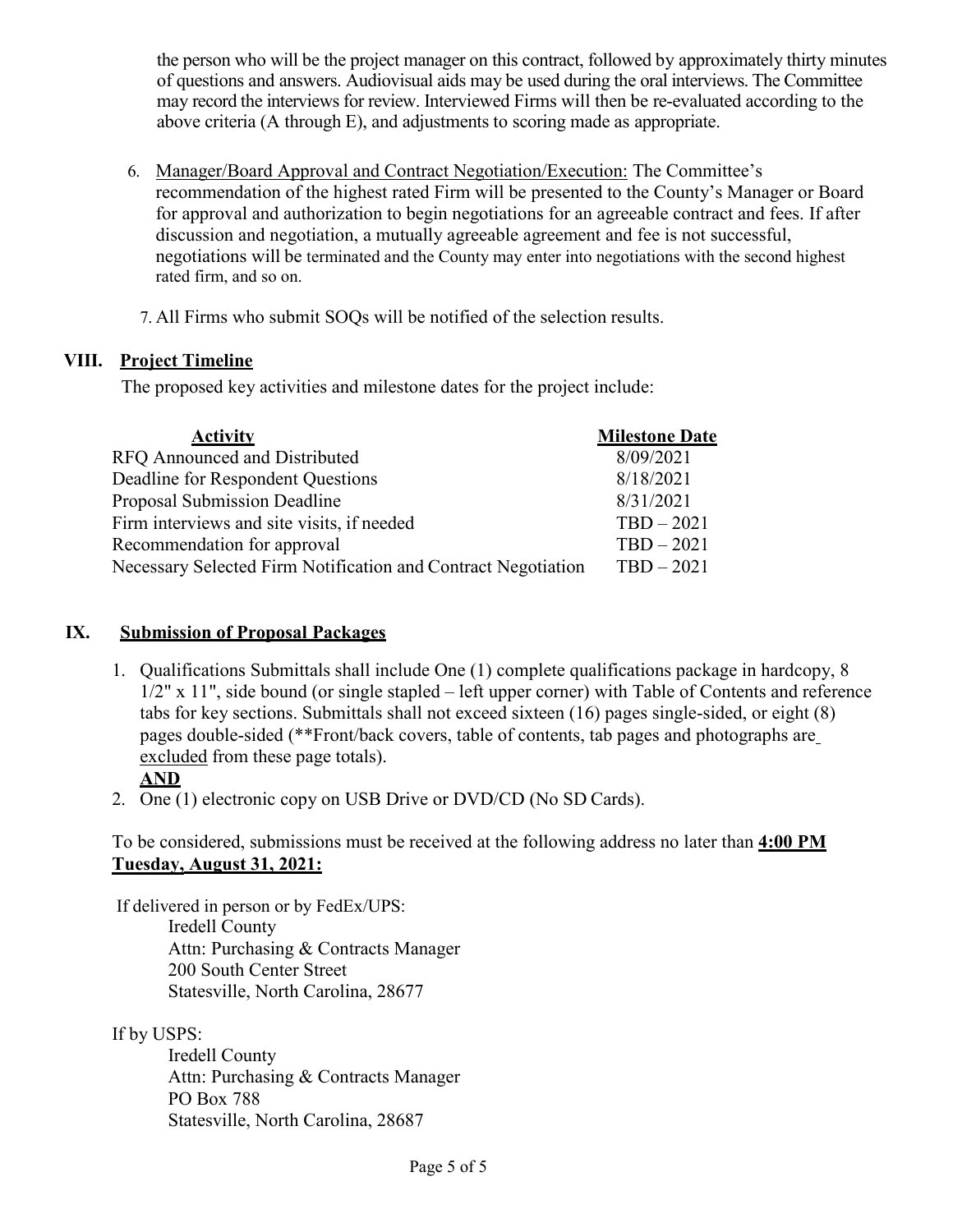the person who will be the project manager on this contract, followed by approximately thirty minutes of questions and answers. Audiovisual aids may be used during the oral interviews. The Committee may record the interviews for review. Interviewed Firms will then be re-evaluated according to the above criteria (A through E), and adjustments to scoring made as appropriate.

6. Manager/Board Approval and Contract Negotiation/Execution: The Committee's recommendation of the highest rated Firm will be presented to the County's Manager or Board for approval and authorization to begin negotiations for an agreeable contract and fees. If after discussion and negotiation, a mutually agreeable agreement and fee is not successful, negotiations will be terminated and the County may enter into negotiations with the second highest rated firm, and so on.

7. All Firms who submit SOQs will be notified of the selection results.

## VIII. Project Timeline

The proposed key activities and milestone dates for the project include:

| Activity | Milestone Date |
| --- | --- |
| RFQ Announced and Distributed | 8/09/2021 |
| Deadline for Respondent Questions | 8/18/2021 |
| Proposal Submission Deadline | 8/31/2021 |
| Firm interviews and site visits, if needed | TBD – 2021 |
| Recommendation for approval | TBD – 2021 |
| Necessary Selected Firm Notification and Contract Negotiation | TBD – 2021 |

## IX. Submission of Proposal Packages

1. Qualifications Submittals shall include One (1) complete qualifications package in hardcopy, 8 1/2" x 11", side bound (or single stapled – left upper corner) with Table of Contents and reference tabs for key sections. Submittals shall not exceed sixteen (16) pages single-sided, or eight (8) pages double-sided (**Front/back covers, table of contents, tab pages and photographs are excluded from these page totals).

   **AND**

2. One (1) electronic copy on USB Drive or DVD/CD (No SD Cards).

To be considered, submissions must be received at the following address no later than **4:00 PM Tuesday, August 31, 2021:**

If delivered in person or by FedEx/UPS:

Iredell County  
Attn: Purchasing & Contracts Manager  
200 South Center Street  
Statesville, North Carolina, 28677

If by USPS:

Iredell County  
Attn: Purchasing & Contracts Manager  
PO Box 788  
Statesville, North Carolina, 28687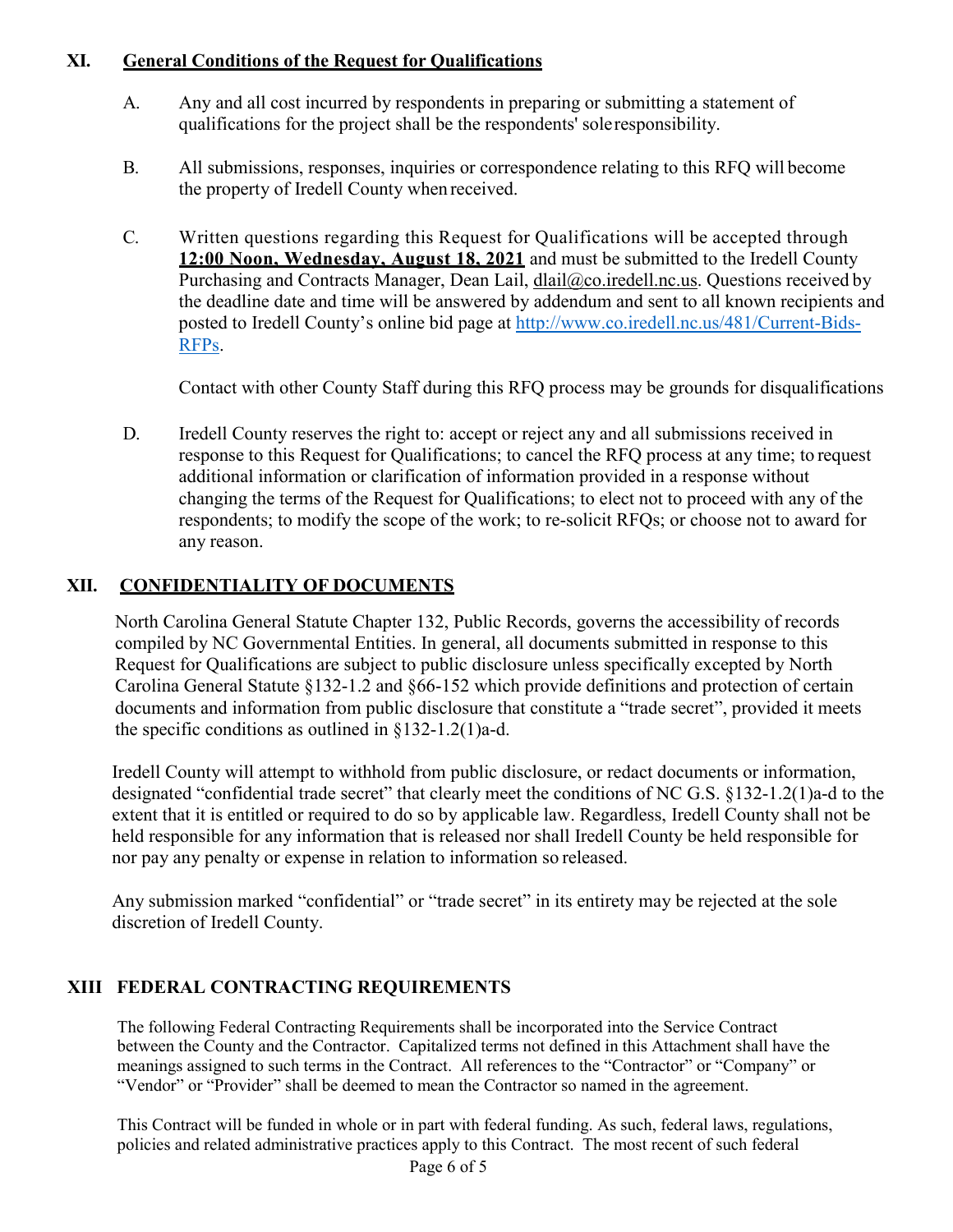## XI. General Conditions of the Request for Qualifications

A. Any and all cost incurred by respondents in preparing or submitting a statement of qualifications for the project shall be the respondents' sole responsibility.

B. All submissions, responses, inquiries or correspondence relating to this RFQ will become the property of Iredell County when received.

C. Written questions regarding this Request for Qualifications will be accepted through **12:00 Noon, Wednesday, August 18, 2021** and must be submitted to the Iredell County Purchasing and Contracts Manager, Dean Lail, dlail@co.iredell.nc.us. Questions received by the deadline date and time will be answered by addendum and sent to all known recipients and posted to Iredell County's online bid page at http://www.co.iredell.nc.us/481/Current-Bids-RFPs.

Contact with other County Staff during this RFQ process may be grounds for disqualifications

D. Iredell County reserves the right to: accept or reject any and all submissions received in response to this Request for Qualifications; to cancel the RFQ process at any time; to request additional information or clarification of information provided in a response without changing the terms of the Request for Qualifications; to elect not to proceed with any of the respondents; to modify the scope of the work; to re-solicit RFQs; or choose not to award for any reason.

## XII. CONFIDENTIALITY OF DOCUMENTS

North Carolina General Statute Chapter 132, Public Records, governs the accessibility of records compiled by NC Governmental Entities. In general, all documents submitted in response to this Request for Qualifications are subject to public disclosure unless specifically excepted by North Carolina General Statute §132-1.2 and §66-152 which provide definitions and protection of certain documents and information from public disclosure that constitute a "trade secret", provided it meets the specific conditions as outlined in §132-1.2(1)a-d.

Iredell County will attempt to withhold from public disclosure, or redact documents or information, designated "confidential trade secret" that clearly meet the conditions of NC G.S. §132-1.2(1)a-d to the extent that it is entitled or required to do so by applicable law. Regardless, Iredell County shall not be held responsible for any information that is released nor shall Iredell County be held responsible for nor pay any penalty or expense in relation to information so released.

Any submission marked "confidential" or "trade secret" in its entirety may be rejected at the sole discretion of Iredell County.

## XIII FEDERAL CONTRACTING REQUIREMENTS

The following Federal Contracting Requirements shall be incorporated into the Service Contract between the County and the Contractor. Capitalized terms not defined in this Attachment shall have the meanings assigned to such terms in the Contract. All references to the "Contractor" or "Company" or "Vendor" or "Provider" shall be deemed to mean the Contractor so named in the agreement.

This Contract will be funded in whole or in part with federal funding. As such, federal laws, regulations, policies and related administrative practices apply to this Contract. The most recent of such federal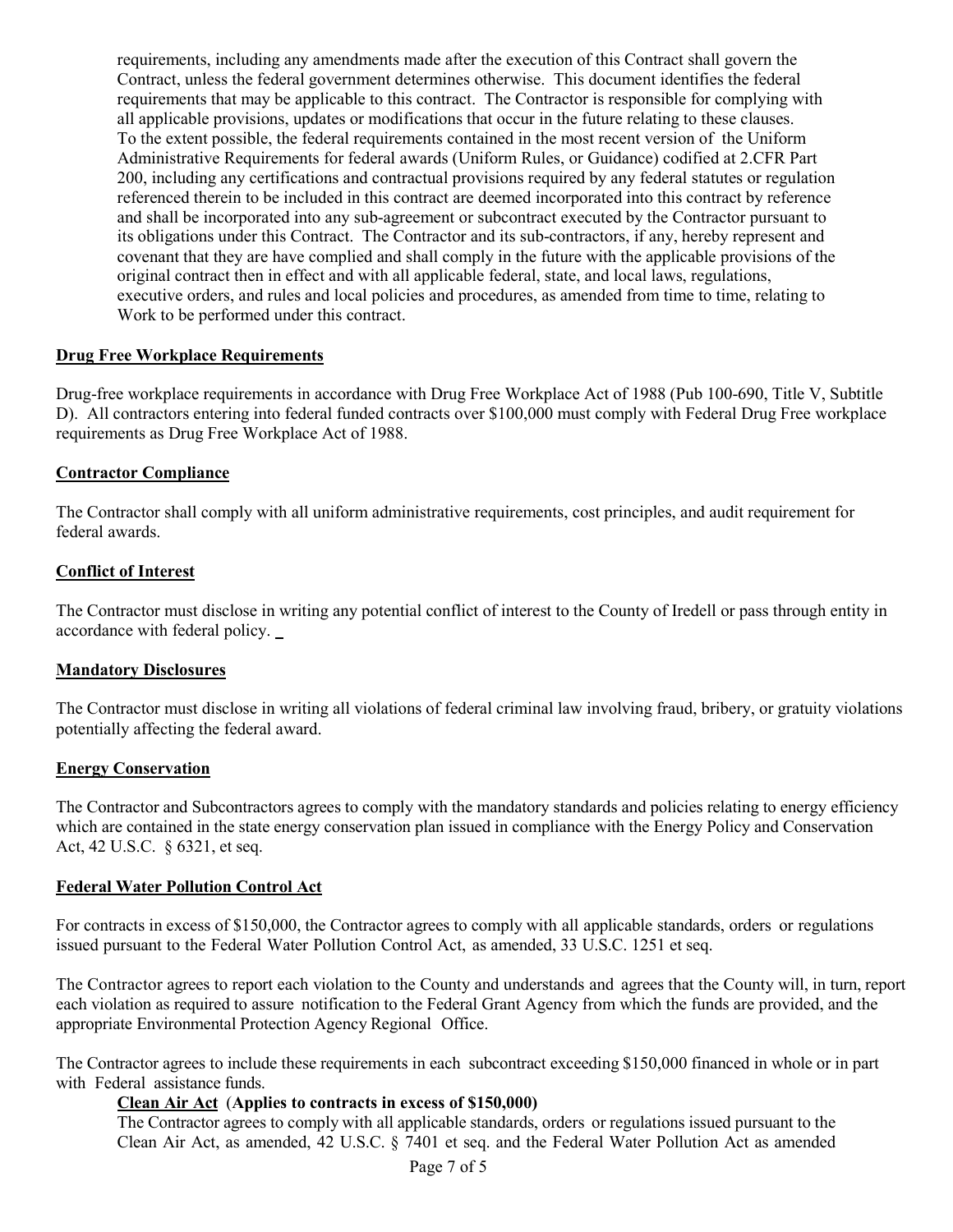requirements, including any amendments made after the execution of this Contract shall govern the Contract, unless the federal government determines otherwise. This document identifies the federal requirements that may be applicable to this contract. The Contractor is responsible for complying with all applicable provisions, updates or modifications that occur in the future relating to these clauses. To the extent possible, the federal requirements contained in the most recent version of the Uniform Administrative Requirements for federal awards (Uniform Rules, or Guidance) codified at 2.CFR Part 200, including any certifications and contractual provisions required by any federal statutes or regulation referenced therein to be included in this contract are deemed incorporated into this contract by reference and shall be incorporated into any sub-agreement or subcontract executed by the Contractor pursuant to its obligations under this Contract. The Contractor and its sub-contractors, if any, hereby represent and covenant that they are have complied and shall comply in the future with the applicable provisions of the original contract then in effect and with all applicable federal, state, and local laws, regulations, executive orders, and rules and local policies and procedures, as amended from time to time, relating to Work to be performed under this contract.

**Drug Free Workplace Requirements**

Drug-free workplace requirements in accordance with Drug Free Workplace Act of 1988 (Pub 100-690, Title V, Subtitle D). All contractors entering into federal funded contracts over $100,000 must comply with Federal Drug Free workplace requirements as Drug Free Workplace Act of 1988.

**Contractor Compliance**

The Contractor shall comply with all uniform administrative requirements, cost principles, and audit requirement for federal awards.

**Conflict of Interest**

The Contractor must disclose in writing any potential conflict of interest to the County of Iredell or pass through entity in accordance with federal policy.

**Mandatory Disclosures**

The Contractor must disclose in writing all violations of federal criminal law involving fraud, bribery, or gratuity violations potentially affecting the federal award.

**Energy Conservation**

The Contractor and Subcontractors agrees to comply with the mandatory standards and policies relating to energy efficiency which are contained in the state energy conservation plan issued in compliance with the Energy Policy and Conservation Act, 42 U.S.C. § 6321, et seq.

**Federal Water Pollution Control Act**

For contracts in excess of $150,000, the Contractor agrees to comply with all applicable standards, orders or regulations issued pursuant to the Federal Water Pollution Control Act, as amended, 33 U.S.C. 1251 et seq.

The Contractor agrees to report each violation to the County and understands and agrees that the County will, in turn, report each violation as required to assure notification to the Federal Grant Agency from which the funds are provided, and the appropriate Environmental Protection Agency Regional Office.

The Contractor agrees to include these requirements in each subcontract exceeding $150,000 financed in whole or in part with Federal assistance funds.

**Clean Air Act** (**Applies to contracts in excess of $150,000)**

The Contractor agrees to comply with all applicable standards, orders or regulations issued pursuant to the Clean Air Act, as amended, 42 U.S.C. § 7401 et seq. and the Federal Water Pollution Act as amended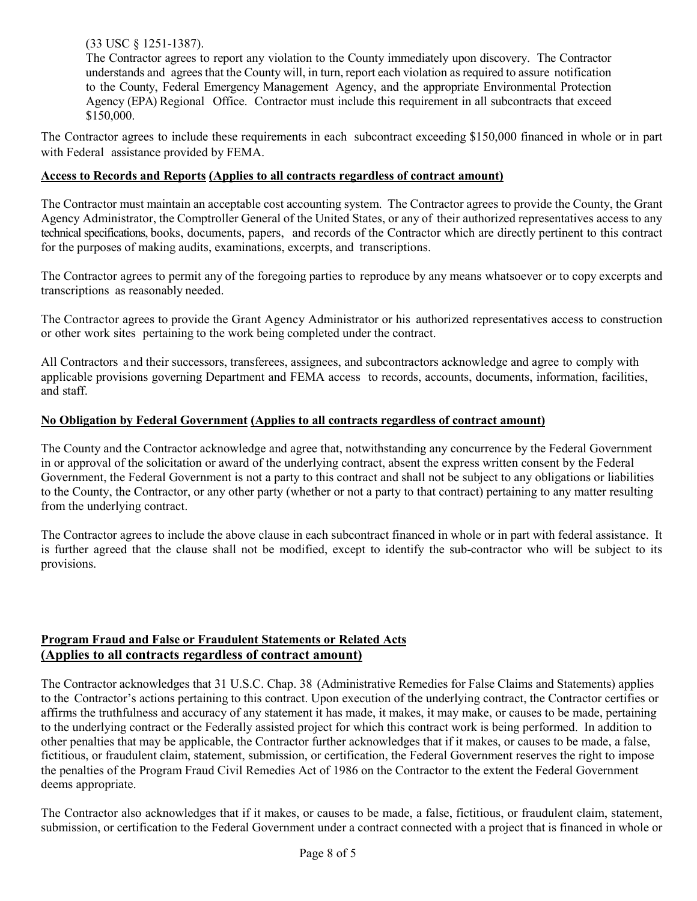(33 USC § 1251-1387).

The Contractor agrees to report any violation to the County immediately upon discovery. The Contractor understands and agrees that the County will, in turn, report each violation as required to assure notification to the County, Federal Emergency Management Agency, and the appropriate Environmental Protection Agency (EPA) Regional Office. Contractor must include this requirement in all subcontracts that exceed $150,000.

The Contractor agrees to include these requirements in each subcontract exceeding $150,000 financed in whole or in part with Federal assistance provided by FEMA.

**Access to Records and Reports (Applies to all contracts regardless of contract amount)**

The Contractor must maintain an acceptable cost accounting system. The Contractor agrees to provide the County, the Grant Agency Administrator, the Comptroller General of the United States, or any of their authorized representatives access to any technical specifications, books, documents, papers, and records of the Contractor which are directly pertinent to this contract for the purposes of making audits, examinations, excerpts, and transcriptions.

The Contractor agrees to permit any of the foregoing parties to reproduce by any means whatsoever or to copy excerpts and transcriptions as reasonably needed.

The Contractor agrees to provide the Grant Agency Administrator or his authorized representatives access to construction or other work sites pertaining to the work being completed under the contract.

All Contractors and their successors, transferees, assignees, and subcontractors acknowledge and agree to comply with applicable provisions governing Department and FEMA access to records, accounts, documents, information, facilities, and staff.

**No Obligation by Federal Government (Applies to all contracts regardless of contract amount)**

The County and the Contractor acknowledge and agree that, notwithstanding any concurrence by the Federal Government in or approval of the solicitation or award of the underlying contract, absent the express written consent by the Federal Government, the Federal Government is not a party to this contract and shall not be subject to any obligations or liabilities to the County, the Contractor, or any other party (whether or not a party to that contract) pertaining to any matter resulting from the underlying contract.

The Contractor agrees to include the above clause in each subcontract financed in whole or in part with federal assistance. It is further agreed that the clause shall not be modified, except to identify the sub-contractor who will be subject to its provisions.

**Program Fraud and False or Fraudulent Statements or Related Acts (Applies to all contracts regardless of contract amount)**

The Contractor acknowledges that 31 U.S.C. Chap. 38 (Administrative Remedies for False Claims and Statements) applies to the Contractor's actions pertaining to this contract. Upon execution of the underlying contract, the Contractor certifies or affirms the truthfulness and accuracy of any statement it has made, it makes, it may make, or causes to be made, pertaining to the underlying contract or the Federally assisted project for which this contract work is being performed. In addition to other penalties that may be applicable, the Contractor further acknowledges that if it makes, or causes to be made, a false, fictitious, or fraudulent claim, statement, submission, or certification, the Federal Government reserves the right to impose the penalties of the Program Fraud Civil Remedies Act of 1986 on the Contractor to the extent the Federal Government deems appropriate.

The Contractor also acknowledges that if it makes, or causes to be made, a false, fictitious, or fraudulent claim, statement, submission, or certification to the Federal Government under a contract connected with a project that is financed in whole or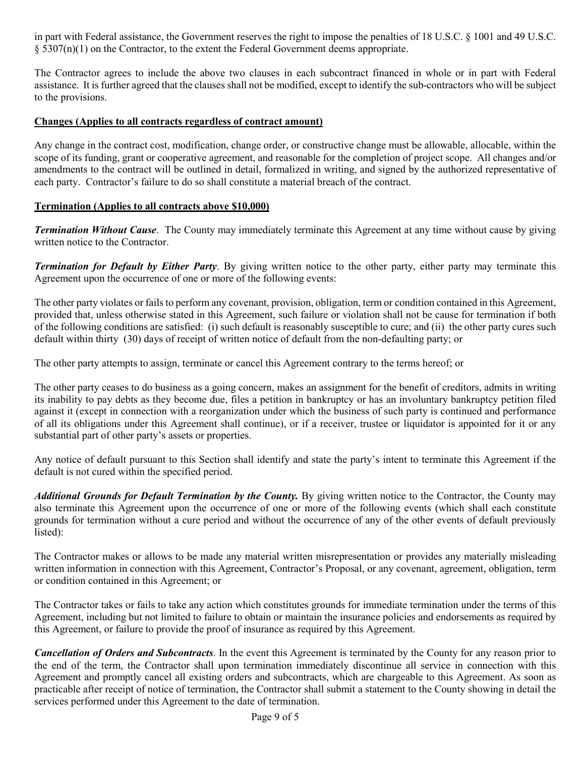in part with Federal assistance, the Government reserves the right to impose the penalties of 18 U.S.C. § 1001 and 49 U.S.C. § 5307(n)(1) on the Contractor, to the extent the Federal Government deems appropriate.

The Contractor agrees to include the above two clauses in each subcontract financed in whole or in part with Federal assistance. It is further agreed that the clauses shall not be modified, except to identify the sub-contractors who will be subject to the provisions.

**Changes (Applies to all contracts regardless of contract amount)**

Any change in the contract cost, modification, change order, or constructive change must be allowable, allocable, within the scope of its funding, grant or cooperative agreement, and reasonable for the completion of project scope. All changes and/or amendments to the contract will be outlined in detail, formalized in writing, and signed by the authorized representative of each party. Contractor's failure to do so shall constitute a material breach of the contract.

**Termination (Applies to all contracts above $10,000)**

***Termination Without Cause***. The County may immediately terminate this Agreement at any time without cause by giving written notice to the Contractor.

***Termination for Default by Either Party***. By giving written notice to the other party, either party may terminate this Agreement upon the occurrence of one or more of the following events:

The other party violates or fails to perform any covenant, provision, obligation, term or condition contained in this Agreement, provided that, unless otherwise stated in this Agreement, such failure or violation shall not be cause for termination if both of the following conditions are satisfied: (i) such default is reasonably susceptible to cure; and (ii) the other party cures such default within thirty (30) days of receipt of written notice of default from the non-defaulting party; or

The other party attempts to assign, terminate or cancel this Agreement contrary to the terms hereof; or

The other party ceases to do business as a going concern, makes an assignment for the benefit of creditors, admits in writing its inability to pay debts as they become due, files a petition in bankruptcy or has an involuntary bankruptcy petition filed against it (except in connection with a reorganization under which the business of such party is continued and performance of all its obligations under this Agreement shall continue), or if a receiver, trustee or liquidator is appointed for it or any substantial part of other party's assets or properties.

Any notice of default pursuant to this Section shall identify and state the party's intent to terminate this Agreement if the default is not cured within the specified period.

***Additional Grounds for Default Termination by the County.*** By giving written notice to the Contractor, the County may also terminate this Agreement upon the occurrence of one or more of the following events (which shall each constitute grounds for termination without a cure period and without the occurrence of any of the other events of default previously listed):

The Contractor makes or allows to be made any material written misrepresentation or provides any materially misleading written information in connection with this Agreement, Contractor's Proposal, or any covenant, agreement, obligation, term or condition contained in this Agreement; or

The Contractor takes or fails to take any action which constitutes grounds for immediate termination under the terms of this Agreement, including but not limited to failure to obtain or maintain the insurance policies and endorsements as required by this Agreement, or failure to provide the proof of insurance as required by this Agreement.

***Cancellation of Orders and Subcontracts***. In the event this Agreement is terminated by the County for any reason prior to the end of the term, the Contractor shall upon termination immediately discontinue all service in connection with this Agreement and promptly cancel all existing orders and subcontracts, which are chargeable to this Agreement. As soon as practicable after receipt of notice of termination, the Contractor shall submit a statement to the County showing in detail the services performed under this Agreement to the date of termination.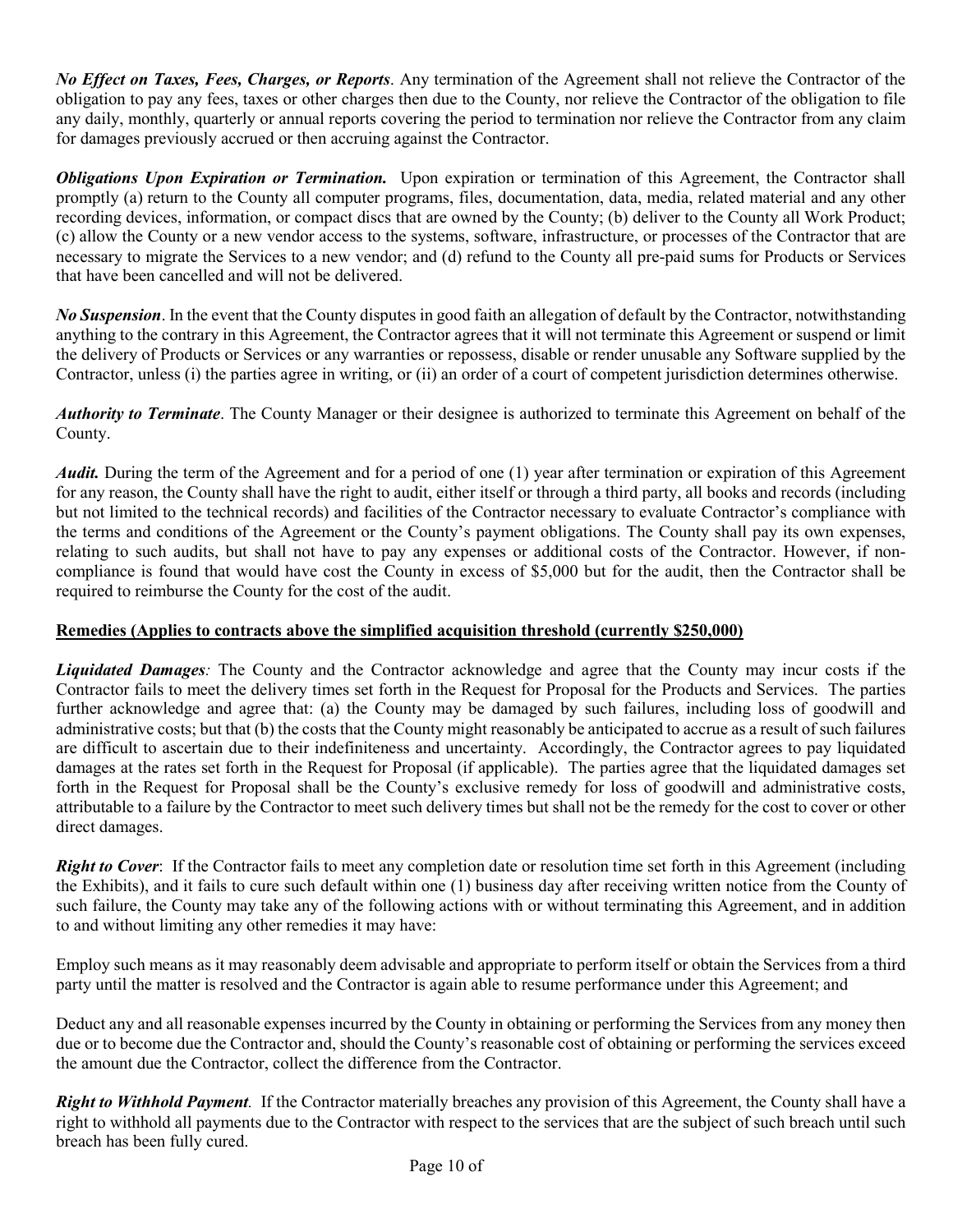***No Effect on Taxes, Fees, Charges, or Reports***. Any termination of the Agreement shall not relieve the Contractor of the obligation to pay any fees, taxes or other charges then due to the County, nor relieve the Contractor of the obligation to file any daily, monthly, quarterly or annual reports covering the period to termination nor relieve the Contractor from any claim for damages previously accrued or then accruing against the Contractor.

***Obligations Upon Expiration or Termination.*** Upon expiration or termination of this Agreement, the Contractor shall promptly (a) return to the County all computer programs, files, documentation, data, media, related material and any other recording devices, information, or compact discs that are owned by the County; (b) deliver to the County all Work Product; (c) allow the County or a new vendor access to the systems, software, infrastructure, or processes of the Contractor that are necessary to migrate the Services to a new vendor; and (d) refund to the County all pre-paid sums for Products or Services that have been cancelled and will not be delivered.

***No Suspension***. In the event that the County disputes in good faith an allegation of default by the Contractor, notwithstanding anything to the contrary in this Agreement, the Contractor agrees that it will not terminate this Agreement or suspend or limit the delivery of Products or Services or any warranties or repossess, disable or render unusable any Software supplied by the Contractor, unless (i) the parties agree in writing, or (ii) an order of a court of competent jurisdiction determines otherwise.

***Authority to Terminate***. The County Manager or their designee is authorized to terminate this Agreement on behalf of the County.

***Audit.*** During the term of the Agreement and for a period of one (1) year after termination or expiration of this Agreement for any reason, the County shall have the right to audit, either itself or through a third party, all books and records (including but not limited to the technical records) and facilities of the Contractor necessary to evaluate Contractor's compliance with the terms and conditions of the Agreement or the County's payment obligations. The County shall pay its own expenses, relating to such audits, but shall not have to pay any expenses or additional costs of the Contractor. However, if non-compliance is found that would have cost the County in excess of $5,000 but for the audit, then the Contractor shall be required to reimburse the County for the cost of the audit.

**Remedies (Applies to contracts above the simplified acquisition threshold (currently $250,000)**

***Liquidated Damages***: The County and the Contractor acknowledge and agree that the County may incur costs if the Contractor fails to meet the delivery times set forth in the Request for Proposal for the Products and Services. The parties further acknowledge and agree that: (a) the County may be damaged by such failures, including loss of goodwill and administrative costs; but that (b) the costs that the County might reasonably be anticipated to accrue as a result of such failures are difficult to ascertain due to their indefiniteness and uncertainty. Accordingly, the Contractor agrees to pay liquidated damages at the rates set forth in the Request for Proposal (if applicable). The parties agree that the liquidated damages set forth in the Request for Proposal shall be the County's exclusive remedy for loss of goodwill and administrative costs, attributable to a failure by the Contractor to meet such delivery times but shall not be the remedy for the cost to cover or other direct damages.

***Right to Cover***: If the Contractor fails to meet any completion date or resolution time set forth in this Agreement (including the Exhibits), and it fails to cure such default within one (1) business day after receiving written notice from the County of such failure, the County may take any of the following actions with or without terminating this Agreement, and in addition to and without limiting any other remedies it may have:

Employ such means as it may reasonably deem advisable and appropriate to perform itself or obtain the Services from a third party until the matter is resolved and the Contractor is again able to resume performance under this Agreement; and

Deduct any and all reasonable expenses incurred by the County in obtaining or performing the Services from any money then due or to become due the Contractor and, should the County's reasonable cost of obtaining or performing the services exceed the amount due the Contractor, collect the difference from the Contractor.

***Right to Withhold Payment.*** If the Contractor materially breaches any provision of this Agreement, the County shall have a right to withhold all payments due to the Contractor with respect to the services that are the subject of such breach until such breach has been fully cured.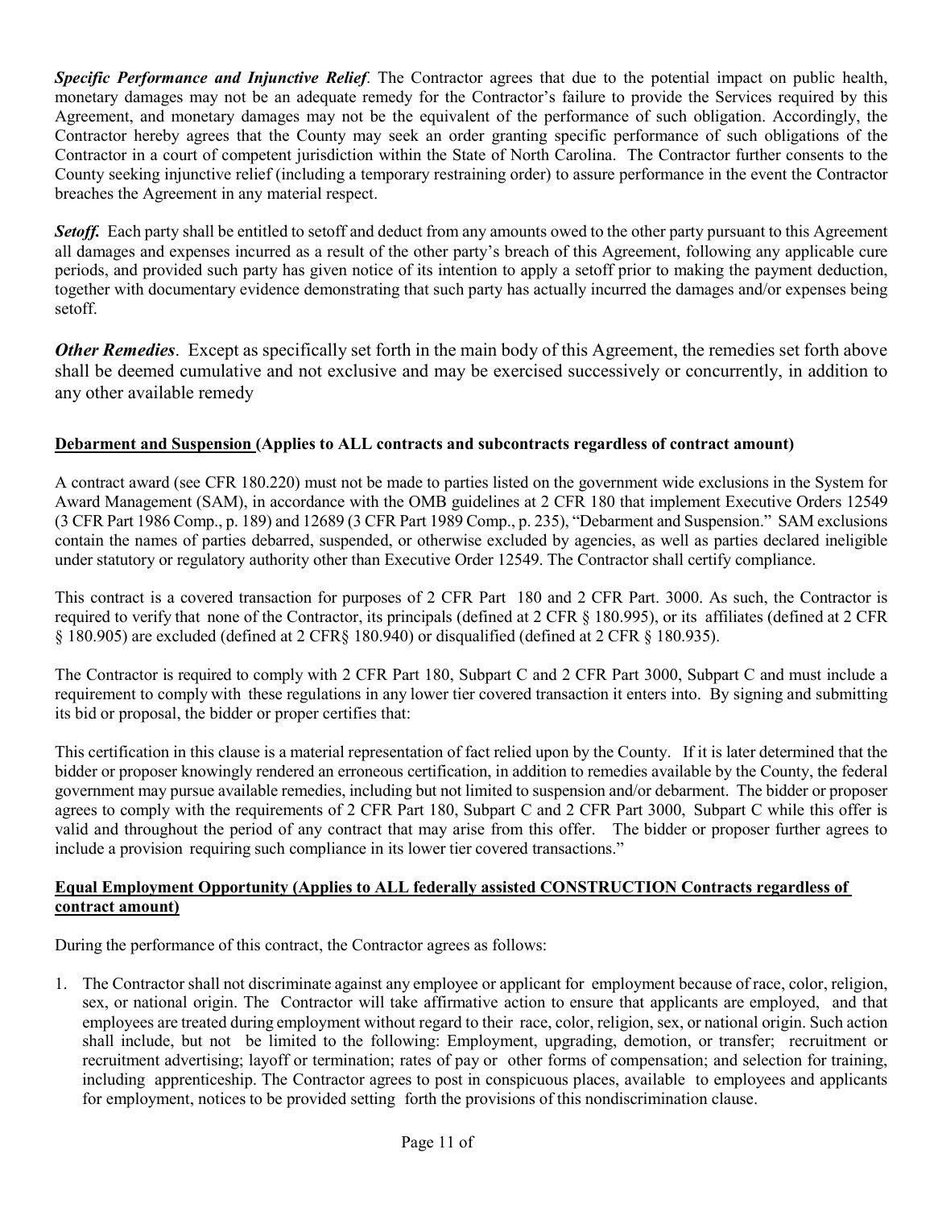***Specific Performance and Injunctive Relief***. The Contractor agrees that due to the potential impact on public health, monetary damages may not be an adequate remedy for the Contractor's failure to provide the Services required by this Agreement, and monetary damages may not be the equivalent of the performance of such obligation. Accordingly, the Contractor hereby agrees that the County may seek an order granting specific performance of such obligations of the Contractor in a court of competent jurisdiction within the State of North Carolina. The Contractor further consents to the County seeking injunctive relief (including a temporary restraining order) to assure performance in the event the Contractor breaches the Agreement in any material respect.

***Setoff.*** Each party shall be entitled to setoff and deduct from any amounts owed to the other party pursuant to this Agreement all damages and expenses incurred as a result of the other party's breach of this Agreement, following any applicable cure periods, and provided such party has given notice of its intention to apply a setoff prior to making the payment deduction, together with documentary evidence demonstrating that such party has actually incurred the damages and/or expenses being setoff.

***Other Remedies***. Except as specifically set forth in the main body of this Agreement, the remedies set forth above shall be deemed cumulative and not exclusive and may be exercised successively or concurrently, in addition to any other available remedy

**Debarment and Suspension (Applies to ALL contracts and subcontracts regardless of contract amount)**

A contract award (see CFR 180.220) must not be made to parties listed on the government wide exclusions in the System for Award Management (SAM), in accordance with the OMB guidelines at 2 CFR 180 that implement Executive Orders 12549 (3 CFR Part 1986 Comp., p. 189) and 12689 (3 CFR Part 1989 Comp., p. 235), "Debarment and Suspension." SAM exclusions contain the names of parties debarred, suspended, or otherwise excluded by agencies, as well as parties declared ineligible under statutory or regulatory authority other than Executive Order 12549. The Contractor shall certify compliance.

This contract is a covered transaction for purposes of 2 CFR Part 180 and 2 CFR Part. 3000. As such, the Contractor is required to verify that none of the Contractor, its principals (defined at 2 CFR § 180.995), or its affiliates (defined at 2 CFR § 180.905) are excluded (defined at 2 CFR§ 180.940) or disqualified (defined at 2 CFR § 180.935).

The Contractor is required to comply with 2 CFR Part 180, Subpart C and 2 CFR Part 3000, Subpart C and must include a requirement to comply with these regulations in any lower tier covered transaction it enters into. By signing and submitting its bid or proposal, the bidder or proper certifies that:

This certification in this clause is a material representation of fact relied upon by the County. If it is later determined that the bidder or proposer knowingly rendered an erroneous certification, in addition to remedies available by the County, the federal government may pursue available remedies, including but not limited to suspension and/or debarment. The bidder or proposer agrees to comply with the requirements of 2 CFR Part 180, Subpart C and 2 CFR Part 3000, Subpart C while this offer is valid and throughout the period of any contract that may arise from this offer. The bidder or proposer further agrees to include a provision requiring such compliance in its lower tier covered transactions."

**Equal Employment Opportunity (Applies to ALL federally assisted CONSTRUCTION Contracts regardless of contract amount)**

During the performance of this contract, the Contractor agrees as follows:

1. The Contractor shall not discriminate against any employee or applicant for employment because of race, color, religion, sex, or national origin. The Contractor will take affirmative action to ensure that applicants are employed, and that employees are treated during employment without regard to their race, color, religion, sex, or national origin. Such action shall include, but not be limited to the following: Employment, upgrading, demotion, or transfer; recruitment or recruitment advertising; layoff or termination; rates of pay or other forms of compensation; and selection for training, including apprenticeship. The Contractor agrees to post in conspicuous places, available to employees and applicants for employment, notices to be provided setting forth the provisions of this nondiscrimination clause.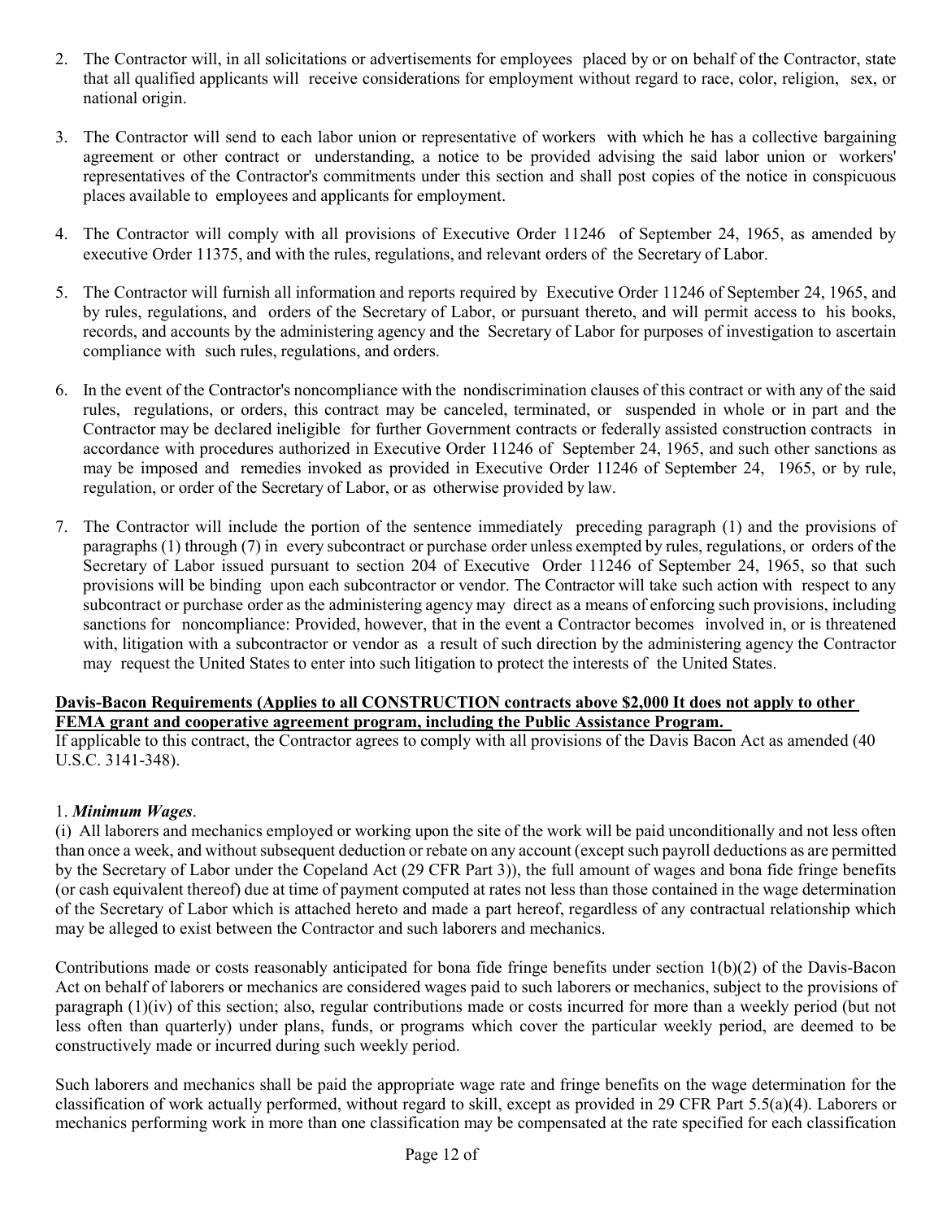2. The Contractor will, in all solicitations or advertisements for employees placed by or on behalf of the Contractor, state that all qualified applicants will receive considerations for employment without regard to race, color, religion, sex, or national origin.

3. The Contractor will send to each labor union or representative of workers with which he has a collective bargaining agreement or other contract or understanding, a notice to be provided advising the said labor union or workers' representatives of the Contractor's commitments under this section and shall post copies of the notice in conspicuous places available to employees and applicants for employment.

4. The Contractor will comply with all provisions of Executive Order 11246 of September 24, 1965, as amended by executive Order 11375, and with the rules, regulations, and relevant orders of the Secretary of Labor.

5. The Contractor will furnish all information and reports required by Executive Order 11246 of September 24, 1965, and by rules, regulations, and orders of the Secretary of Labor, or pursuant thereto, and will permit access to his books, records, and accounts by the administering agency and the Secretary of Labor for purposes of investigation to ascertain compliance with such rules, regulations, and orders.

6. In the event of the Contractor's noncompliance with the nondiscrimination clauses of this contract or with any of the said rules, regulations, or orders, this contract may be canceled, terminated, or suspended in whole or in part and the Contractor may be declared ineligible for further Government contracts or federally assisted construction contracts in accordance with procedures authorized in Executive Order 11246 of September 24, 1965, and such other sanctions as may be imposed and remedies invoked as provided in Executive Order 11246 of September 24, 1965, or by rule, regulation, or order of the Secretary of Labor, or as otherwise provided by law.

7. The Contractor will include the portion of the sentence immediately preceding paragraph (1) and the provisions of paragraphs (1) through (7) in every subcontract or purchase order unless exempted by rules, regulations, or orders of the Secretary of Labor issued pursuant to section 204 of Executive Order 11246 of September 24, 1965, so that such provisions will be binding upon each subcontractor or vendor. The Contractor will take such action with respect to any subcontract or purchase order as the administering agency may direct as a means of enforcing such provisions, including sanctions for noncompliance: Provided, however, that in the event a Contractor becomes involved in, or is threatened with, litigation with a subcontractor or vendor as a result of such direction by the administering agency the Contractor may request the United States to enter into such litigation to protect the interests of the United States.

**Davis-Bacon Requirements (Applies to all CONSTRUCTION contracts above $2,000 It does not apply to other FEMA grant and cooperative agreement program, including the Public Assistance Program.**

If applicable to this contract, the Contractor agrees to comply with all provisions of the Davis Bacon Act as amended (40 U.S.C. 3141-348).

1. ***Minimum Wages***.

(i) All laborers and mechanics employed or working upon the site of the work will be paid unconditionally and not less often than once a week, and without subsequent deduction or rebate on any account (except such payroll deductions as are permitted by the Secretary of Labor under the Copeland Act (29 CFR Part 3)), the full amount of wages and bona fide fringe benefits (or cash equivalent thereof) due at time of payment computed at rates not less than those contained in the wage determination of the Secretary of Labor which is attached hereto and made a part hereof, regardless of any contractual relationship which may be alleged to exist between the Contractor and such laborers and mechanics.

Contributions made or costs reasonably anticipated for bona fide fringe benefits under section 1(b)(2) of the Davis-Bacon Act on behalf of laborers or mechanics are considered wages paid to such laborers or mechanics, subject to the provisions of paragraph (1)(iv) of this section; also, regular contributions made or costs incurred for more than a weekly period (but not less often than quarterly) under plans, funds, or programs which cover the particular weekly period, are deemed to be constructively made or incurred during such weekly period.

Such laborers and mechanics shall be paid the appropriate wage rate and fringe benefits on the wage determination for the classification of work actually performed, without regard to skill, except as provided in 29 CFR Part 5.5(a)(4). Laborers or mechanics performing work in more than one classification may be compensated at the rate specified for each classification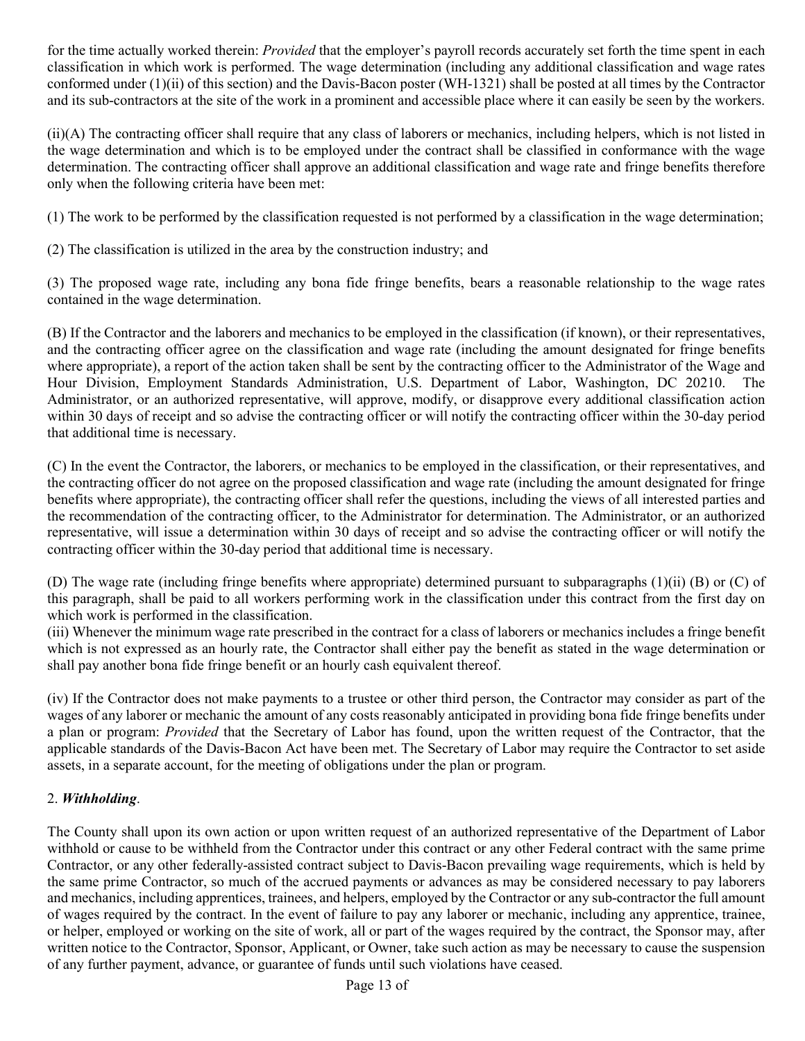for the time actually worked therein: *Provided* that the employer's payroll records accurately set forth the time spent in each classification in which work is performed. The wage determination (including any additional classification and wage rates conformed under (1)(ii) of this section) and the Davis-Bacon poster (WH-1321) shall be posted at all times by the Contractor and its sub-contractors at the site of the work in a prominent and accessible place where it can easily be seen by the workers.

(ii)(A) The contracting officer shall require that any class of laborers or mechanics, including helpers, which is not listed in the wage determination and which is to be employed under the contract shall be classified in conformance with the wage determination. The contracting officer shall approve an additional classification and wage rate and fringe benefits therefore only when the following criteria have been met:

(1) The work to be performed by the classification requested is not performed by a classification in the wage determination;

(2) The classification is utilized in the area by the construction industry; and

(3) The proposed wage rate, including any bona fide fringe benefits, bears a reasonable relationship to the wage rates contained in the wage determination.

(B) If the Contractor and the laborers and mechanics to be employed in the classification (if known), or their representatives, and the contracting officer agree on the classification and wage rate (including the amount designated for fringe benefits where appropriate), a report of the action taken shall be sent by the contracting officer to the Administrator of the Wage and Hour Division, Employment Standards Administration, U.S. Department of Labor, Washington, DC 20210. The Administrator, or an authorized representative, will approve, modify, or disapprove every additional classification action within 30 days of receipt and so advise the contracting officer or will notify the contracting officer within the 30-day period that additional time is necessary.

(C) In the event the Contractor, the laborers, or mechanics to be employed in the classification, or their representatives, and the contracting officer do not agree on the proposed classification and wage rate (including the amount designated for fringe benefits where appropriate), the contracting officer shall refer the questions, including the views of all interested parties and the recommendation of the contracting officer, to the Administrator for determination. The Administrator, or an authorized representative, will issue a determination within 30 days of receipt and so advise the contracting officer or will notify the contracting officer within the 30-day period that additional time is necessary.

(D) The wage rate (including fringe benefits where appropriate) determined pursuant to subparagraphs (1)(ii) (B) or (C) of this paragraph, shall be paid to all workers performing work in the classification under this contract from the first day on which work is performed in the classification.

(iii) Whenever the minimum wage rate prescribed in the contract for a class of laborers or mechanics includes a fringe benefit which is not expressed as an hourly rate, the Contractor shall either pay the benefit as stated in the wage determination or shall pay another bona fide fringe benefit or an hourly cash equivalent thereof.

(iv) If the Contractor does not make payments to a trustee or other third person, the Contractor may consider as part of the wages of any laborer or mechanic the amount of any costs reasonably anticipated in providing bona fide fringe benefits under a plan or program: *Provided* that the Secretary of Labor has found, upon the written request of the Contractor, that the applicable standards of the Davis-Bacon Act have been met. The Secretary of Labor may require the Contractor to set aside assets, in a separate account, for the meeting of obligations under the plan or program.

2. ***Withholding***.

The County shall upon its own action or upon written request of an authorized representative of the Department of Labor withhold or cause to be withheld from the Contractor under this contract or any other Federal contract with the same prime Contractor, or any other federally-assisted contract subject to Davis-Bacon prevailing wage requirements, which is held by the same prime Contractor, so much of the accrued payments or advances as may be considered necessary to pay laborers and mechanics, including apprentices, trainees, and helpers, employed by the Contractor or any sub-contractor the full amount of wages required by the contract. In the event of failure to pay any laborer or mechanic, including any apprentice, trainee, or helper, employed or working on the site of work, all or part of the wages required by the contract, the Sponsor may, after written notice to the Contractor, Sponsor, Applicant, or Owner, take such action as may be necessary to cause the suspension of any further payment, advance, or guarantee of funds until such violations have ceased.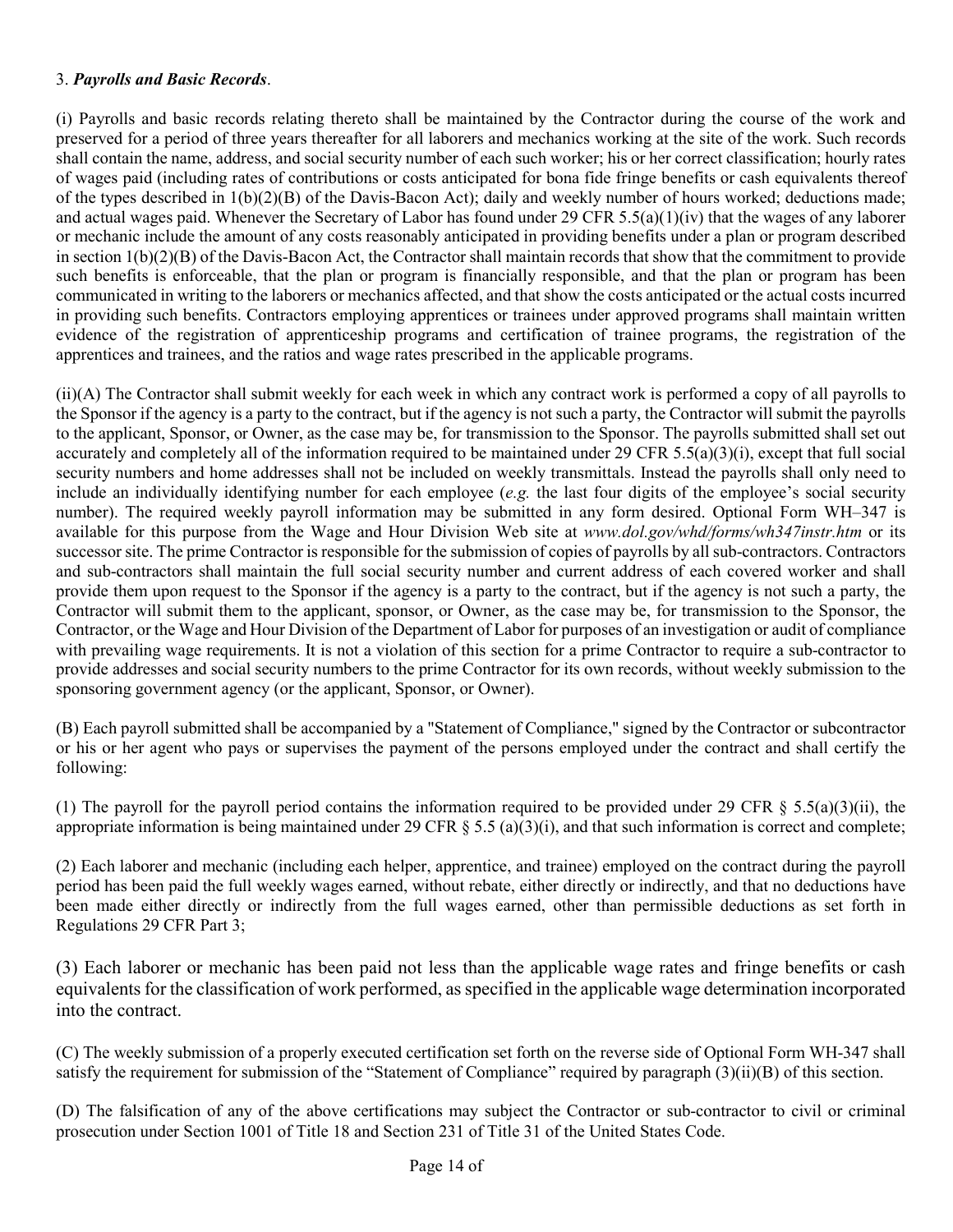3. ***Payrolls and Basic Records***.

(i) Payrolls and basic records relating thereto shall be maintained by the Contractor during the course of the work and preserved for a period of three years thereafter for all laborers and mechanics working at the site of the work. Such records shall contain the name, address, and social security number of each such worker; his or her correct classification; hourly rates of wages paid (including rates of contributions or costs anticipated for bona fide fringe benefits or cash equivalents thereof of the types described in 1(b)(2)(B) of the Davis-Bacon Act); daily and weekly number of hours worked; deductions made; and actual wages paid. Whenever the Secretary of Labor has found under 29 CFR 5.5(a)(1)(iv) that the wages of any laborer or mechanic include the amount of any costs reasonably anticipated in providing benefits under a plan or program described in section 1(b)(2)(B) of the Davis-Bacon Act, the Contractor shall maintain records that show that the commitment to provide such benefits is enforceable, that the plan or program is financially responsible, and that the plan or program has been communicated in writing to the laborers or mechanics affected, and that show the costs anticipated or the actual costs incurred in providing such benefits. Contractors employing apprentices or trainees under approved programs shall maintain written evidence of the registration of apprenticeship programs and certification of trainee programs, the registration of the apprentices and trainees, and the ratios and wage rates prescribed in the applicable programs.

(ii)(A) The Contractor shall submit weekly for each week in which any contract work is performed a copy of all payrolls to the Sponsor if the agency is a party to the contract, but if the agency is not such a party, the Contractor will submit the payrolls to the applicant, Sponsor, or Owner, as the case may be, for transmission to the Sponsor. The payrolls submitted shall set out accurately and completely all of the information required to be maintained under 29 CFR 5.5(a)(3)(i), except that full social security numbers and home addresses shall not be included on weekly transmittals. Instead the payrolls shall only need to include an individually identifying number for each employee (*e.g.* the last four digits of the employee's social security number). The required weekly payroll information may be submitted in any form desired. Optional Form WH–347 is available for this purpose from the Wage and Hour Division Web site at *www.dol.gov/whd/forms/wh347instr.htm* or its successor site. The prime Contractor is responsible for the submission of copies of payrolls by all sub-contractors. Contractors and sub-contractors shall maintain the full social security number and current address of each covered worker and shall provide them upon request to the Sponsor if the agency is a party to the contract, but if the agency is not such a party, the Contractor will submit them to the applicant, sponsor, or Owner, as the case may be, for transmission to the Sponsor, the Contractor, or the Wage and Hour Division of the Department of Labor for purposes of an investigation or audit of compliance with prevailing wage requirements. It is not a violation of this section for a prime Contractor to require a sub-contractor to provide addresses and social security numbers to the prime Contractor for its own records, without weekly submission to the sponsoring government agency (or the applicant, Sponsor, or Owner).

(B) Each payroll submitted shall be accompanied by a "Statement of Compliance," signed by the Contractor or subcontractor or his or her agent who pays or supervises the payment of the persons employed under the contract and shall certify the following:

(1) The payroll for the payroll period contains the information required to be provided under 29 CFR § 5.5(a)(3)(ii), the appropriate information is being maintained under 29 CFR § 5.5 (a)(3)(i), and that such information is correct and complete;

(2) Each laborer and mechanic (including each helper, apprentice, and trainee) employed on the contract during the payroll period has been paid the full weekly wages earned, without rebate, either directly or indirectly, and that no deductions have been made either directly or indirectly from the full wages earned, other than permissible deductions as set forth in Regulations 29 CFR Part 3;

(3) Each laborer or mechanic has been paid not less than the applicable wage rates and fringe benefits or cash equivalents for the classification of work performed, as specified in the applicable wage determination incorporated into the contract.

(C) The weekly submission of a properly executed certification set forth on the reverse side of Optional Form WH-347 shall satisfy the requirement for submission of the "Statement of Compliance" required by paragraph (3)(ii)(B) of this section.

(D) The falsification of any of the above certifications may subject the Contractor or sub-contractor to civil or criminal prosecution under Section 1001 of Title 18 and Section 231 of Title 31 of the United States Code.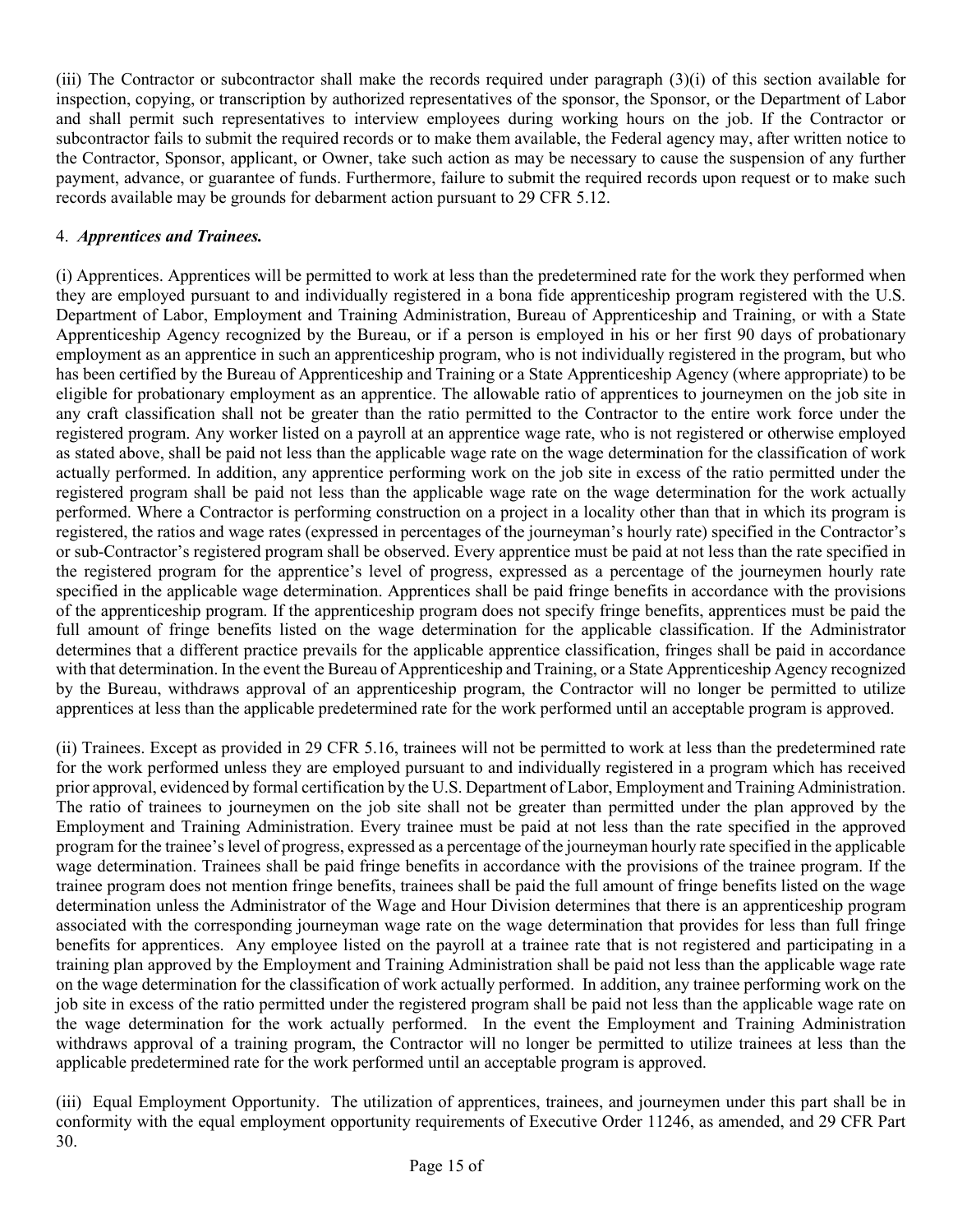(iii) The Contractor or subcontractor shall make the records required under paragraph (3)(i) of this section available for inspection, copying, or transcription by authorized representatives of the sponsor, the Sponsor, or the Department of Labor and shall permit such representatives to interview employees during working hours on the job. If the Contractor or subcontractor fails to submit the required records or to make them available, the Federal agency may, after written notice to the Contractor, Sponsor, applicant, or Owner, take such action as may be necessary to cause the suspension of any further payment, advance, or guarantee of funds. Furthermore, failure to submit the required records upon request or to make such records available may be grounds for debarment action pursuant to 29 CFR 5.12.

4. ***Apprentices and Trainees.***

(i) Apprentices. Apprentices will be permitted to work at less than the predetermined rate for the work they performed when they are employed pursuant to and individually registered in a bona fide apprenticeship program registered with the U.S. Department of Labor, Employment and Training Administration, Bureau of Apprenticeship and Training, or with a State Apprenticeship Agency recognized by the Bureau, or if a person is employed in his or her first 90 days of probationary employment as an apprentice in such an apprenticeship program, who is not individually registered in the program, but who has been certified by the Bureau of Apprenticeship and Training or a State Apprenticeship Agency (where appropriate) to be eligible for probationary employment as an apprentice. The allowable ratio of apprentices to journeymen on the job site in any craft classification shall not be greater than the ratio permitted to the Contractor to the entire work force under the registered program. Any worker listed on a payroll at an apprentice wage rate, who is not registered or otherwise employed as stated above, shall be paid not less than the applicable wage rate on the wage determination for the classification of work actually performed. In addition, any apprentice performing work on the job site in excess of the ratio permitted under the registered program shall be paid not less than the applicable wage rate on the wage determination for the work actually performed. Where a Contractor is performing construction on a project in a locality other than that in which its program is registered, the ratios and wage rates (expressed in percentages of the journeyman's hourly rate) specified in the Contractor's or sub-Contractor's registered program shall be observed. Every apprentice must be paid at not less than the rate specified in the registered program for the apprentice's level of progress, expressed as a percentage of the journeymen hourly rate specified in the applicable wage determination. Apprentices shall be paid fringe benefits in accordance with the provisions of the apprenticeship program. If the apprenticeship program does not specify fringe benefits, apprentices must be paid the full amount of fringe benefits listed on the wage determination for the applicable classification. If the Administrator determines that a different practice prevails for the applicable apprentice classification, fringes shall be paid in accordance with that determination. In the event the Bureau of Apprenticeship and Training, or a State Apprenticeship Agency recognized by the Bureau, withdraws approval of an apprenticeship program, the Contractor will no longer be permitted to utilize apprentices at less than the applicable predetermined rate for the work performed until an acceptable program is approved.

(ii) Trainees. Except as provided in 29 CFR 5.16, trainees will not be permitted to work at less than the predetermined rate for the work performed unless they are employed pursuant to and individually registered in a program which has received prior approval, evidenced by formal certification by the U.S. Department of Labor, Employment and Training Administration. The ratio of trainees to journeymen on the job site shall not be greater than permitted under the plan approved by the Employment and Training Administration. Every trainee must be paid at not less than the rate specified in the approved program for the trainee's level of progress, expressed as a percentage of the journeyman hourly rate specified in the applicable wage determination. Trainees shall be paid fringe benefits in accordance with the provisions of the trainee program. If the trainee program does not mention fringe benefits, trainees shall be paid the full amount of fringe benefits listed on the wage determination unless the Administrator of the Wage and Hour Division determines that there is an apprenticeship program associated with the corresponding journeyman wage rate on the wage determination that provides for less than full fringe benefits for apprentices. Any employee listed on the payroll at a trainee rate that is not registered and participating in a training plan approved by the Employment and Training Administration shall be paid not less than the applicable wage rate on the wage determination for the classification of work actually performed. In addition, any trainee performing work on the job site in excess of the ratio permitted under the registered program shall be paid not less than the applicable wage rate on the wage determination for the work actually performed. In the event the Employment and Training Administration withdraws approval of a training program, the Contractor will no longer be permitted to utilize trainees at less than the applicable predetermined rate for the work performed until an acceptable program is approved.

(iii) Equal Employment Opportunity. The utilization of apprentices, trainees, and journeymen under this part shall be in conformity with the equal employment opportunity requirements of Executive Order 11246, as amended, and 29 CFR Part 30.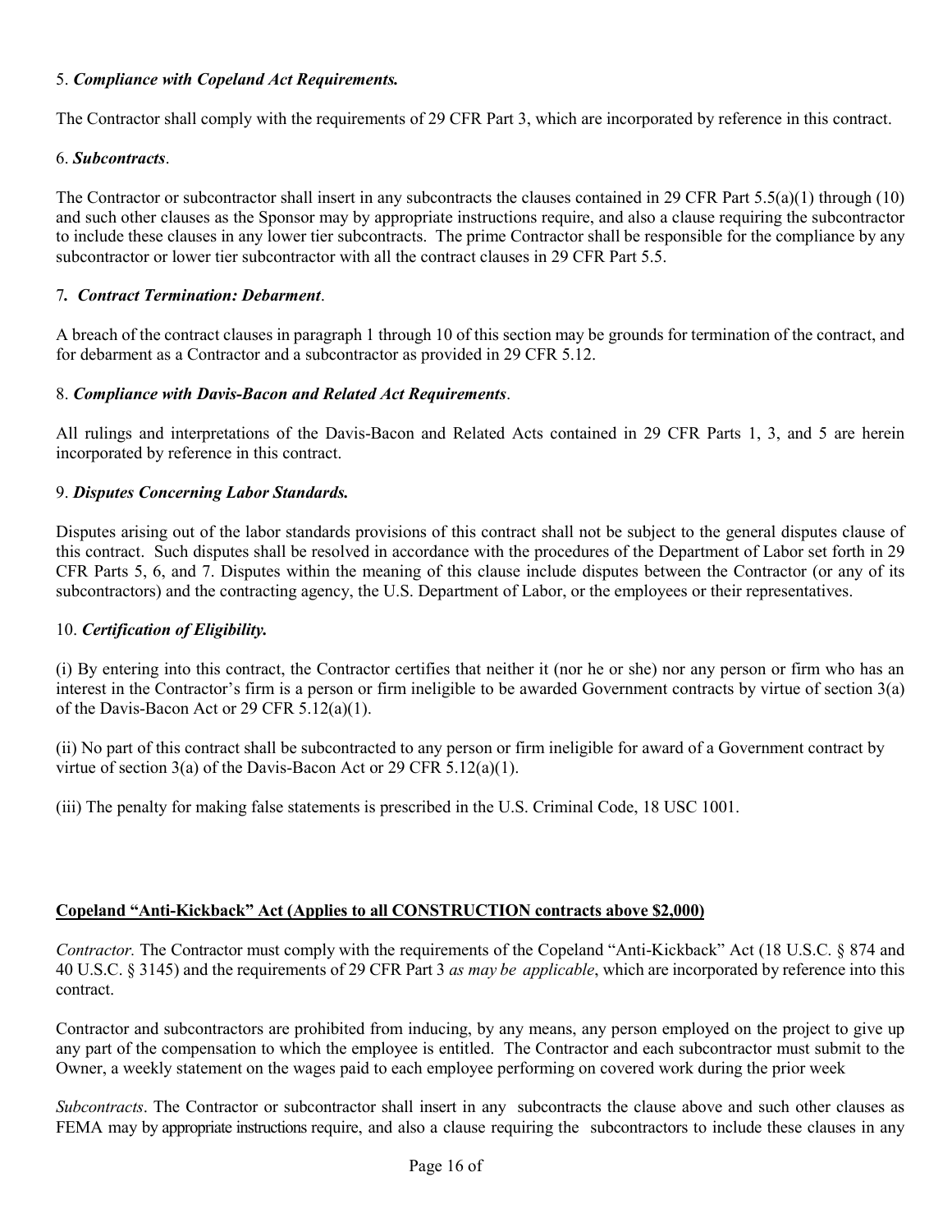5. ***Compliance with Copeland Act Requirements.***

The Contractor shall comply with the requirements of 29 CFR Part 3, which are incorporated by reference in this contract.

6. ***Subcontracts***.

The Contractor or subcontractor shall insert in any subcontracts the clauses contained in 29 CFR Part 5.5(a)(1) through (10) and such other clauses as the Sponsor may by appropriate instructions require, and also a clause requiring the subcontractor to include these clauses in any lower tier subcontracts. The prime Contractor shall be responsible for the compliance by any subcontractor or lower tier subcontractor with all the contract clauses in 29 CFR Part 5.5.

7***. Contract Termination: Debarment***.

A breach of the contract clauses in paragraph 1 through 10 of this section may be grounds for termination of the contract, and for debarment as a Contractor and a subcontractor as provided in 29 CFR 5.12.

8. ***Compliance with Davis-Bacon and Related Act Requirements***.

All rulings and interpretations of the Davis-Bacon and Related Acts contained in 29 CFR Parts 1, 3, and 5 are herein incorporated by reference in this contract.

9. ***Disputes Concerning Labor Standards.***

Disputes arising out of the labor standards provisions of this contract shall not be subject to the general disputes clause of this contract. Such disputes shall be resolved in accordance with the procedures of the Department of Labor set forth in 29 CFR Parts 5, 6, and 7. Disputes within the meaning of this clause include disputes between the Contractor (or any of its subcontractors) and the contracting agency, the U.S. Department of Labor, or the employees or their representatives.

10. ***Certification of Eligibility.***

(i) By entering into this contract, the Contractor certifies that neither it (nor he or she) nor any person or firm who has an interest in the Contractor's firm is a person or firm ineligible to be awarded Government contracts by virtue of section 3(a) of the Davis-Bacon Act or 29 CFR 5.12(a)(1).

(ii) No part of this contract shall be subcontracted to any person or firm ineligible for award of a Government contract by virtue of section 3(a) of the Davis-Bacon Act or 29 CFR 5.12(a)(1).

(iii) The penalty for making false statements is prescribed in the U.S. Criminal Code, 18 USC 1001.

**Copeland "Anti-Kickback" Act (Applies to all CONSTRUCTION contracts above $2,000)**

*Contractor.* The Contractor must comply with the requirements of the Copeland "Anti-Kickback" Act (18 U.S.C. § 874 and 40 U.S.C. § 3145) and the requirements of 29 CFR Part 3 *as may be applicable*, which are incorporated by reference into this contract.

Contractor and subcontractors are prohibited from inducing, by any means, any person employed on the project to give up any part of the compensation to which the employee is entitled. The Contractor and each subcontractor must submit to the Owner, a weekly statement on the wages paid to each employee performing on covered work during the prior week

*Subcontracts*. The Contractor or subcontractor shall insert in any subcontracts the clause above and such other clauses as FEMA may by appropriate instructions require, and also a clause requiring the subcontractors to include these clauses in any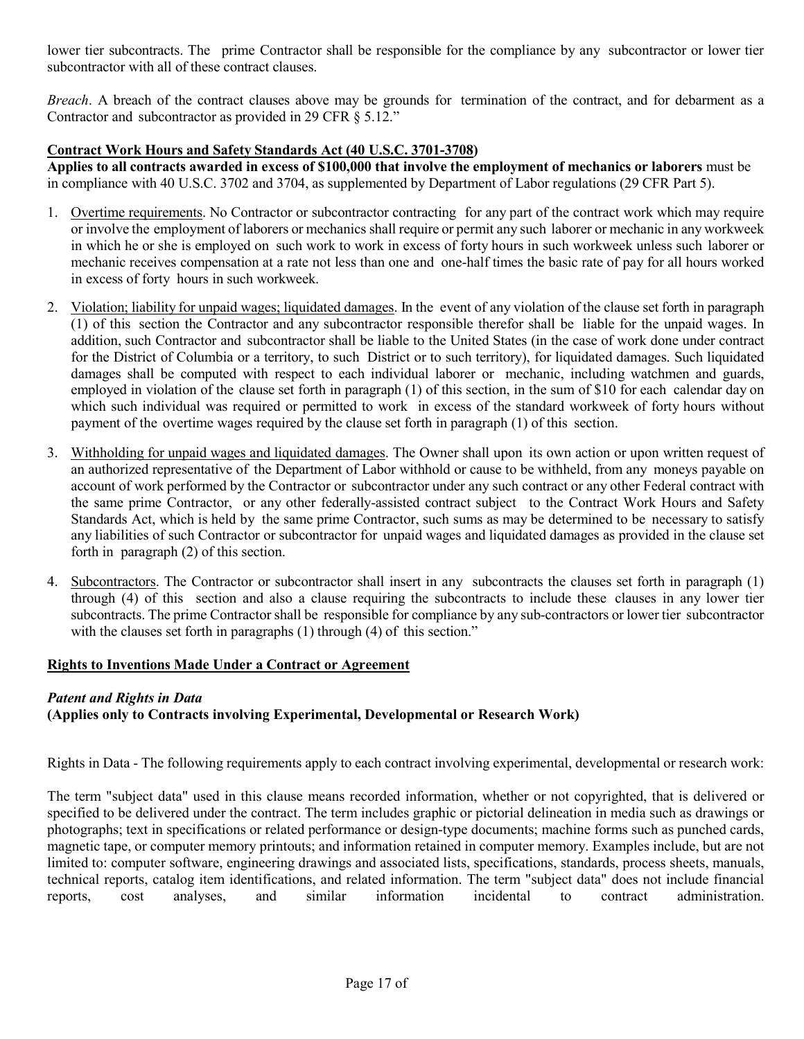lower tier subcontracts. The prime Contractor shall be responsible for the compliance by any subcontractor or lower tier subcontractor with all of these contract clauses.

*Breach*. A breach of the contract clauses above may be grounds for termination of the contract, and for debarment as a Contractor and subcontractor as provided in 29 CFR § 5.12."

**Contract Work Hours and Safety Standards Act (40 U.S.C. 3701-3708)**

**Applies to all contracts awarded in excess of $100,000 that involve the employment of mechanics or laborers** must be in compliance with 40 U.S.C. 3702 and 3704, as supplemented by Department of Labor regulations (29 CFR Part 5).

1. Overtime requirements. No Contractor or subcontractor contracting for any part of the contract work which may require or involve the employment of laborers or mechanics shall require or permit any such laborer or mechanic in any workweek in which he or she is employed on such work to work in excess of forty hours in such workweek unless such laborer or mechanic receives compensation at a rate not less than one and one-half times the basic rate of pay for all hours worked in excess of forty hours in such workweek.

2. Violation; liability for unpaid wages; liquidated damages. In the event of any violation of the clause set forth in paragraph (1) of this section the Contractor and any subcontractor responsible therefor shall be liable for the unpaid wages. In addition, such Contractor and subcontractor shall be liable to the United States (in the case of work done under contract for the District of Columbia or a territory, to such District or to such territory), for liquidated damages. Such liquidated damages shall be computed with respect to each individual laborer or mechanic, including watchmen and guards, employed in violation of the clause set forth in paragraph (1) of this section, in the sum of $10 for each calendar day on which such individual was required or permitted to work in excess of the standard workweek of forty hours without payment of the overtime wages required by the clause set forth in paragraph (1) of this section.

3. Withholding for unpaid wages and liquidated damages. The Owner shall upon its own action or upon written request of an authorized representative of the Department of Labor withhold or cause to be withheld, from any moneys payable on account of work performed by the Contractor or subcontractor under any such contract or any other Federal contract with the same prime Contractor, or any other federally-assisted contract subject to the Contract Work Hours and Safety Standards Act, which is held by the same prime Contractor, such sums as may be determined to be necessary to satisfy any liabilities of such Contractor or subcontractor for unpaid wages and liquidated damages as provided in the clause set forth in paragraph (2) of this section.

4. Subcontractors. The Contractor or subcontractor shall insert in any subcontracts the clauses set forth in paragraph (1) through (4) of this section and also a clause requiring the subcontracts to include these clauses in any lower tier subcontracts. The prime Contractor shall be responsible for compliance by any sub-contractors or lower tier subcontractor with the clauses set forth in paragraphs (1) through (4) of this section."

**Rights to Inventions Made Under a Contract or Agreement**

***Patent and Rights in Data***
**(Applies only to Contracts involving Experimental, Developmental or Research Work)**

Rights in Data - The following requirements apply to each contract involving experimental, developmental or research work:

The term "subject data" used in this clause means recorded information, whether or not copyrighted, that is delivered or specified to be delivered under the contract. The term includes graphic or pictorial delineation in media such as drawings or photographs; text in specifications or related performance or design-type documents; machine forms such as punched cards, magnetic tape, or computer memory printouts; and information retained in computer memory. Examples include, but are not limited to: computer software, engineering drawings and associated lists, specifications, standards, process sheets, manuals, technical reports, catalog item identifications, and related information. The term "subject data" does not include financial reports, cost analyses, and similar information incidental to contract administration.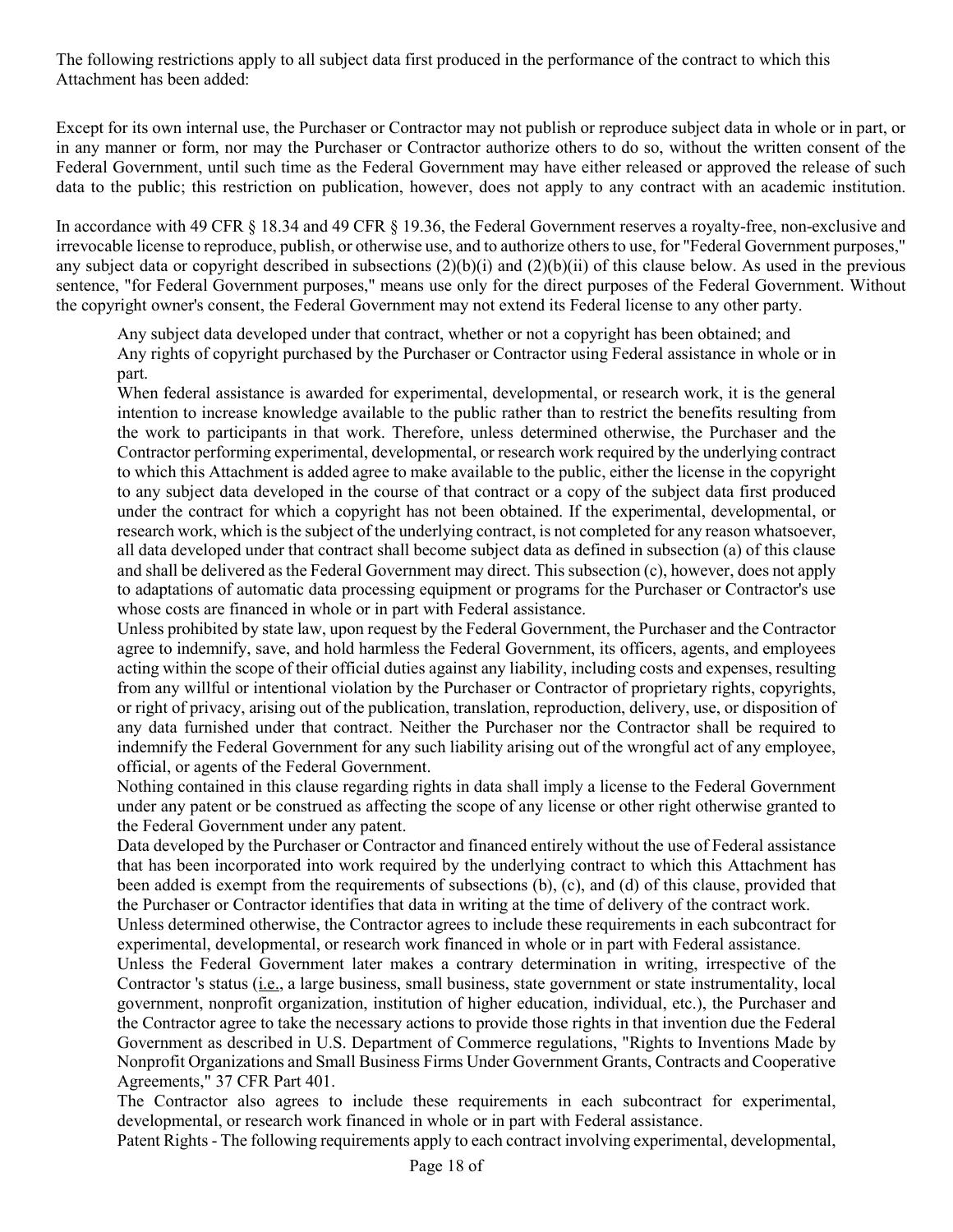The following restrictions apply to all subject data first produced in the performance of the contract to which this Attachment has been added:

Except for its own internal use, the Purchaser or Contractor may not publish or reproduce subject data in whole or in part, or in any manner or form, nor may the Purchaser or Contractor authorize others to do so, without the written consent of the Federal Government, until such time as the Federal Government may have either released or approved the release of such data to the public; this restriction on publication, however, does not apply to any contract with an academic institution.

In accordance with 49 CFR § 18.34 and 49 CFR § 19.36, the Federal Government reserves a royalty-free, non-exclusive and irrevocable license to reproduce, publish, or otherwise use, and to authorize others to use, for "Federal Government purposes," any subject data or copyright described in subsections (2)(b)(i) and (2)(b)(ii) of this clause below. As used in the previous sentence, "for Federal Government purposes," means use only for the direct purposes of the Federal Government. Without the copyright owner's consent, the Federal Government may not extend its Federal license to any other party.

Any subject data developed under that contract, whether or not a copyright has been obtained; and

Any rights of copyright purchased by the Purchaser or Contractor using Federal assistance in whole or in part.

When federal assistance is awarded for experimental, developmental, or research work, it is the general intention to increase knowledge available to the public rather than to restrict the benefits resulting from the work to participants in that work. Therefore, unless determined otherwise, the Purchaser and the Contractor performing experimental, developmental, or research work required by the underlying contract to which this Attachment is added agree to make available to the public, either the license in the copyright to any subject data developed in the course of that contract or a copy of the subject data first produced under the contract for which a copyright has not been obtained. If the experimental, developmental, or research work, which is the subject of the underlying contract, is not completed for any reason whatsoever, all data developed under that contract shall become subject data as defined in subsection (a) of this clause and shall be delivered as the Federal Government may direct. This subsection (c), however, does not apply to adaptations of automatic data processing equipment or programs for the Purchaser or Contractor's use whose costs are financed in whole or in part with Federal assistance.

Unless prohibited by state law, upon request by the Federal Government, the Purchaser and the Contractor agree to indemnify, save, and hold harmless the Federal Government, its officers, agents, and employees acting within the scope of their official duties against any liability, including costs and expenses, resulting from any willful or intentional violation by the Purchaser or Contractor of proprietary rights, copyrights, or right of privacy, arising out of the publication, translation, reproduction, delivery, use, or disposition of any data furnished under that contract. Neither the Purchaser nor the Contractor shall be required to indemnify the Federal Government for any such liability arising out of the wrongful act of any employee, official, or agents of the Federal Government.

Nothing contained in this clause regarding rights in data shall imply a license to the Federal Government under any patent or be construed as affecting the scope of any license or other right otherwise granted to the Federal Government under any patent.

Data developed by the Purchaser or Contractor and financed entirely without the use of Federal assistance that has been incorporated into work required by the underlying contract to which this Attachment has been added is exempt from the requirements of subsections (b), (c), and (d) of this clause, provided that the Purchaser or Contractor identifies that data in writing at the time of delivery of the contract work.

Unless determined otherwise, the Contractor agrees to include these requirements in each subcontract for experimental, developmental, or research work financed in whole or in part with Federal assistance.

Unless the Federal Government later makes a contrary determination in writing, irrespective of the Contractor 's status (i.e., a large business, small business, state government or state instrumentality, local government, nonprofit organization, institution of higher education, individual, etc.), the Purchaser and the Contractor agree to take the necessary actions to provide those rights in that invention due the Federal Government as described in U.S. Department of Commerce regulations, "Rights to Inventions Made by Nonprofit Organizations and Small Business Firms Under Government Grants, Contracts and Cooperative Agreements," 37 CFR Part 401.

The Contractor also agrees to include these requirements in each subcontract for experimental, developmental, or research work financed in whole or in part with Federal assistance.

Patent Rights - The following requirements apply to each contract involving experimental, developmental,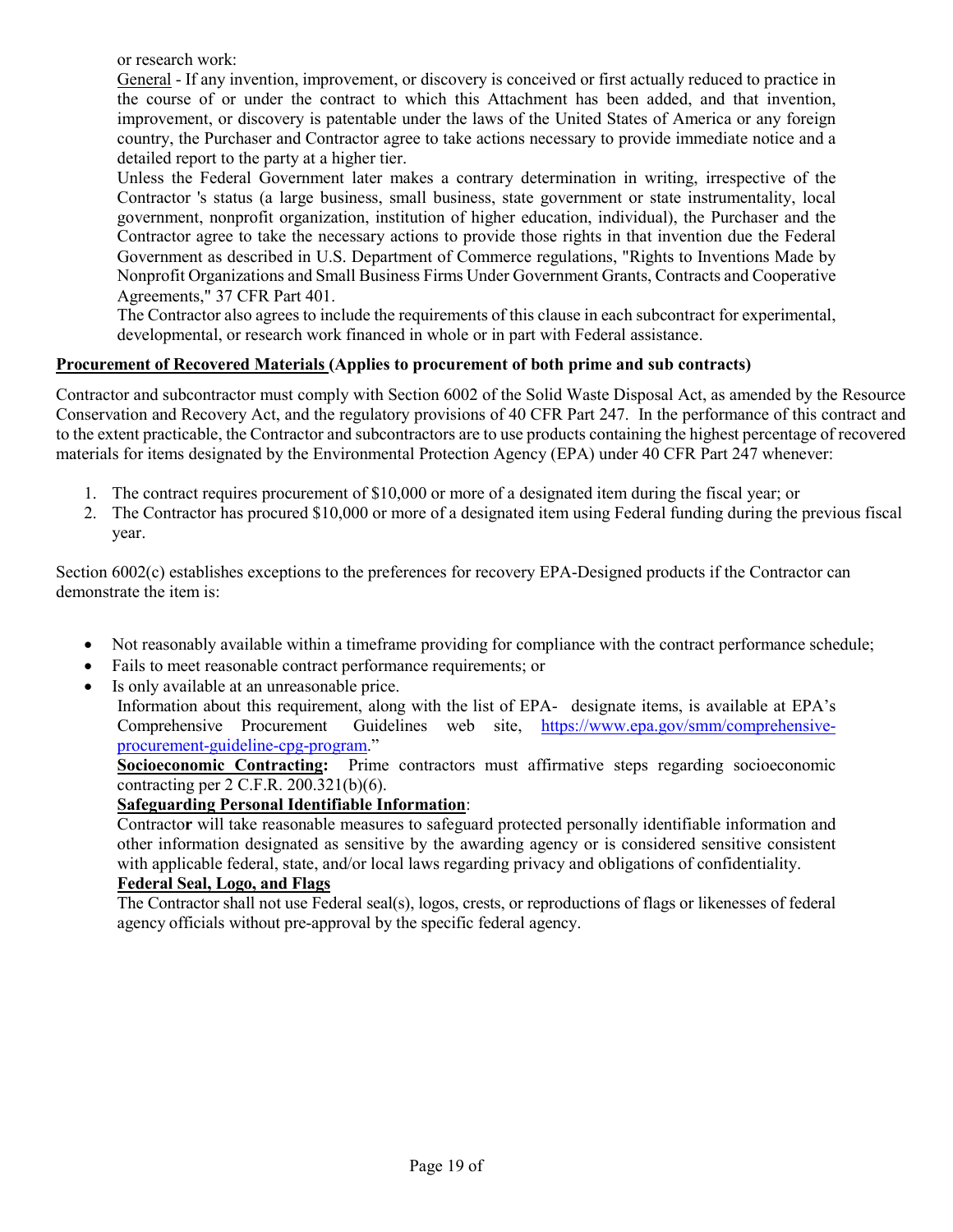or research work:

General - If any invention, improvement, or discovery is conceived or first actually reduced to practice in the course of or under the contract to which this Attachment has been added, and that invention, improvement, or discovery is patentable under the laws of the United States of America or any foreign country, the Purchaser and Contractor agree to take actions necessary to provide immediate notice and a detailed report to the party at a higher tier.

Unless the Federal Government later makes a contrary determination in writing, irrespective of the Contractor 's status (a large business, small business, state government or state instrumentality, local government, nonprofit organization, institution of higher education, individual), the Purchaser and the Contractor agree to take the necessary actions to provide those rights in that invention due the Federal Government as described in U.S. Department of Commerce regulations, "Rights to Inventions Made by Nonprofit Organizations and Small Business Firms Under Government Grants, Contracts and Cooperative Agreements," 37 CFR Part 401.

The Contractor also agrees to include the requirements of this clause in each subcontract for experimental, developmental, or research work financed in whole or in part with Federal assistance.

**Procurement of Recovered Materials (Applies to procurement of both prime and sub contracts)**

Contractor and subcontractor must comply with Section 6002 of the Solid Waste Disposal Act, as amended by the Resource Conservation and Recovery Act, and the regulatory provisions of 40 CFR Part 247. In the performance of this contract and to the extent practicable, the Contractor and subcontractors are to use products containing the highest percentage of recovered materials for items designated by the Environmental Protection Agency (EPA) under 40 CFR Part 247 whenever:

1. The contract requires procurement of $10,000 or more of a designated item during the fiscal year; or
2. The Contractor has procured $10,000 or more of a designated item using Federal funding during the previous fiscal year.

Section 6002(c) establishes exceptions to the preferences for recovery EPA-Designed products if the Contractor can demonstrate the item is:

- Not reasonably available within a timeframe providing for compliance with the contract performance schedule;
- Fails to meet reasonable contract performance requirements; or
- Is only available at an unreasonable price.

Information about this requirement, along with the list of EPA- designate items, is available at EPA's Comprehensive Procurement Guidelines web site, https://www.epa.gov/smm/comprehensive-procurement-guideline-cpg-program."

**Socioeconomic Contracting:** Prime contractors must affirmative steps regarding socioeconomic contracting per 2 C.F.R. 200.321(b)(6).

**Safeguarding Personal Identifiable Information**:

Contractor will take reasonable measures to safeguard protected personally identifiable information and other information designated as sensitive by the awarding agency or is considered sensitive consistent with applicable federal, state, and/or local laws regarding privacy and obligations of confidentiality.

**Federal Seal, Logo, and Flags**

The Contractor shall not use Federal seal(s), logos, crests, or reproductions of flags or likenesses of federal agency officials without pre-approval by the specific federal agency.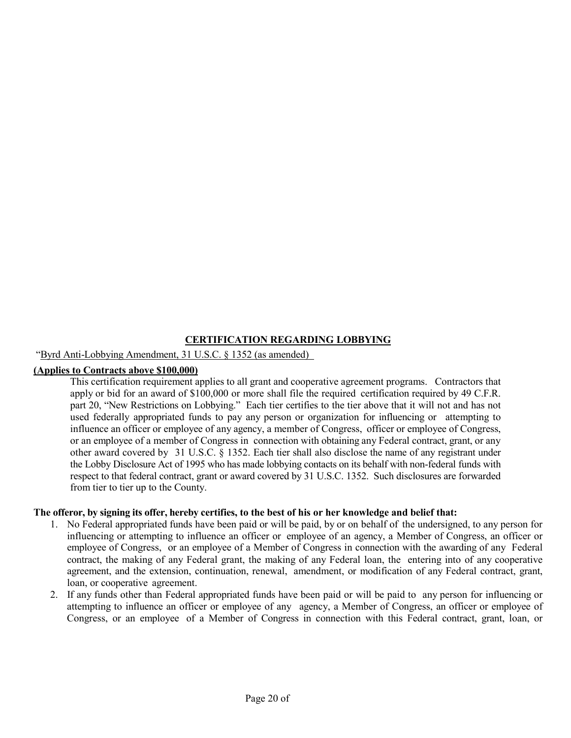## CERTIFICATION REGARDING LOBBYING

"Byrd Anti-Lobbying Amendment, 31 U.S.C. § 1352 (as amended)

**(Applies to Contracts above $100,000)**

This certification requirement applies to all grant and cooperative agreement programs. Contractors that apply or bid for an award of $100,000 or more shall file the required certification required by 49 C.F.R. part 20, "New Restrictions on Lobbying." Each tier certifies to the tier above that it will not and has not used federally appropriated funds to pay any person or organization for influencing or attempting to influence an officer or employee of any agency, a member of Congress, officer or employee of Congress, or an employee of a member of Congress in connection with obtaining any Federal contract, grant, or any other award covered by 31 U.S.C. § 1352. Each tier shall also disclose the name of any registrant under the Lobby Disclosure Act of 1995 who has made lobbying contacts on its behalf with non-federal funds with respect to that federal contract, grant or award covered by 31 U.S.C. 1352. Such disclosures are forwarded from tier to tier up to the County.

**The offeror, by signing its offer, hereby certifies, to the best of his or her knowledge and belief that:**

1. No Federal appropriated funds have been paid or will be paid, by or on behalf of the undersigned, to any person for influencing or attempting to influence an officer or employee of an agency, a Member of Congress, an officer or employee of Congress, or an employee of a Member of Congress in connection with the awarding of any Federal contract, the making of any Federal grant, the making of any Federal loan, the entering into of any cooperative agreement, and the extension, continuation, renewal, amendment, or modification of any Federal contract, grant, loan, or cooperative agreement.
2. If any funds other than Federal appropriated funds have been paid or will be paid to any person for influencing or attempting to influence an officer or employee of any agency, a Member of Congress, an officer or employee of Congress, or an employee of a Member of Congress in connection with this Federal contract, grant, loan, or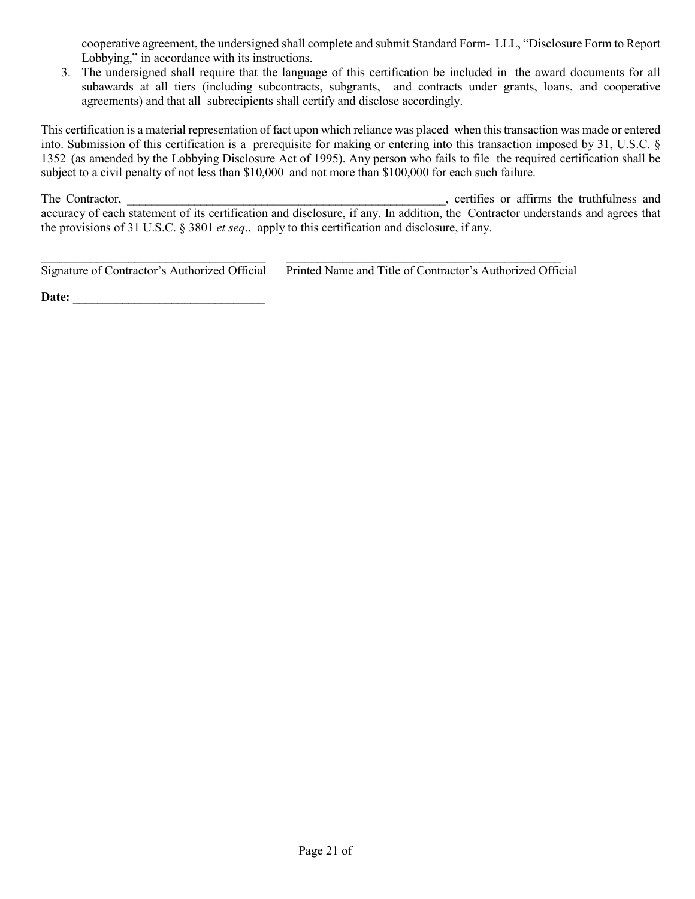cooperative agreement, the undersigned shall complete and submit Standard Form- LLL, "Disclosure Form to Report Lobbying," in accordance with its instructions.

3. The undersigned shall require that the language of this certification be included in the award documents for all subawards at all tiers (including subcontracts, subgrants, and contracts under grants, loans, and cooperative agreements) and that all subrecipients shall certify and disclose accordingly.

This certification is a material representation of fact upon which reliance was placed when this transaction was made or entered into. Submission of this certification is a prerequisite for making or entering into this transaction imposed by 31, U.S.C. § 1352 (as amended by the Lobbying Disclosure Act of 1995). Any person who fails to file the required certification shall be subject to a civil penalty of not less than $10,000 and not more than $100,000 for each such failure.

The Contractor, ______________________________________________________, certifies or affirms the truthfulness and accuracy of each statement of its certification and disclosure, if any. In addition, the Contractor understands and agrees that the provisions of 31 U.S.C. § 3801 *et seq*., apply to this certification and disclosure, if any.

______________________________________ ______________________________________________

Signature of Contractor's Authorized Official    Printed Name and Title of Contractor's Authorized Official

**Date: ________________________________**